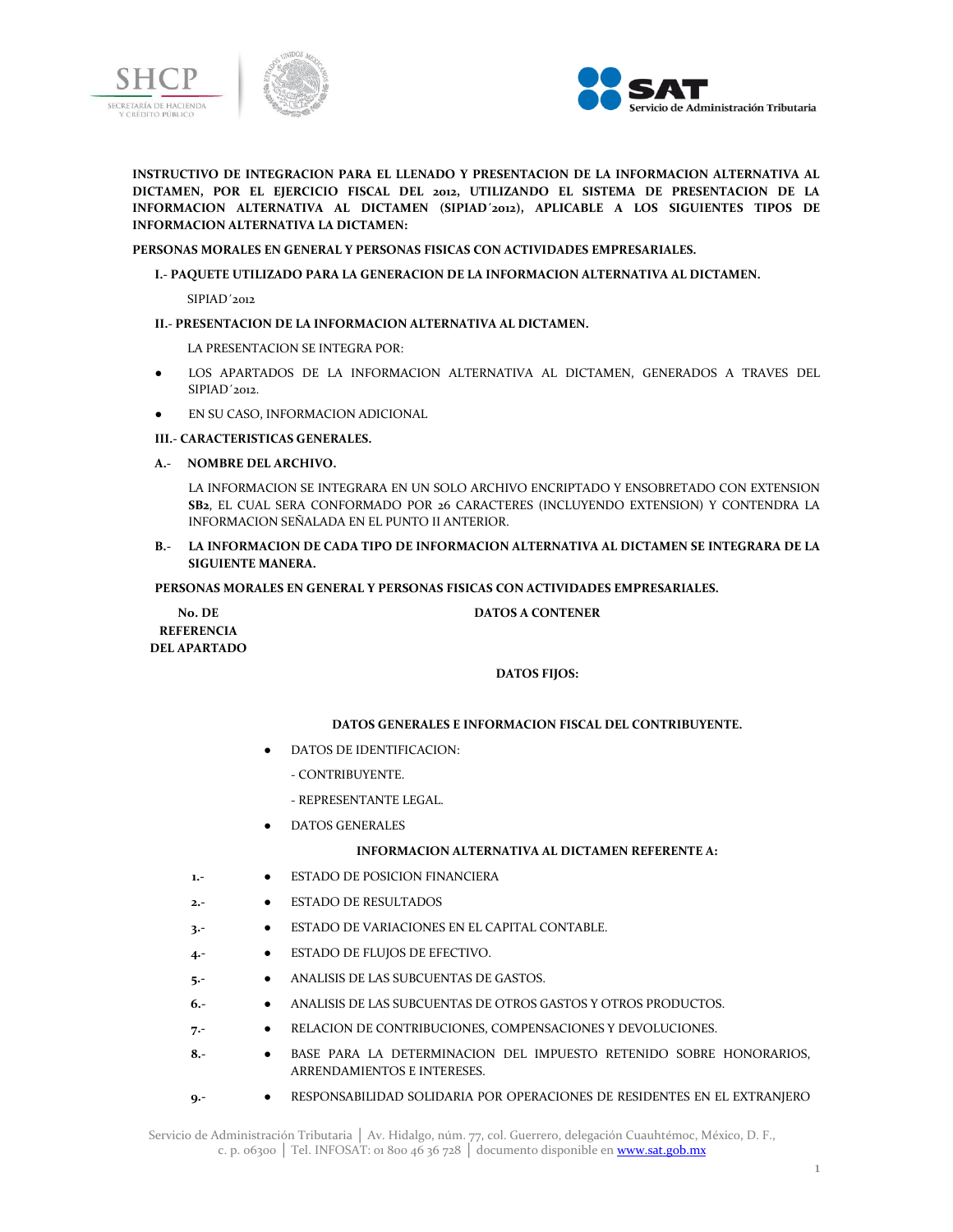**INSTRUCTIVO DE INTEGRACION PARA EL LLENADO Y PRESENTACION DE LA INFORMACION ALTERNATIVA AL DICTAMEN, POR EL EJERCICIO FISCAL DEL 2012, UTILIZANDO EL SISTEMA DE PRESENTACION DE LA INFORMACION ALTERNATIVA AL DICTAMEN (SIPIAD´2012), APLICABLE A LOS SIGUIENTES TIPOS DE INFORMACION ALTERNATIVA LA DICTAMEN:**

**PERSONAS MORALES EN GENERAL Y PERSONAS FISICAS CON ACTIVIDADES EMPRESARIALES.**

**I.- PAQUETE UTILIZADO PARA LA GENERACION DE LA INFORMACION ALTERNATIVA AL DICTAMEN.**

SIPIAD´2012

**II.- PRESENTACION DE LA INFORMACION ALTERNATIVA AL DICTAMEN.**

LA PRESENTACION SE INTEGRA POR:

- LOS APARTADOS DE LA INFORMACION ALTERNATIVA AL DICTAMEN, GENERADOS A TRAVES DEL SIPIAD´2012.
- EN SU CASO, INFORMACION ADICIONAL

**III.- CARACTERISTICAS GENERALES.**

**A.- NOMBRE DEL ARCHIVO.**

LA INFORMACION SE INTEGRARA EN UN SOLO ARCHIVO ENCRIPTADO Y ENSOBRETADO CON EXTENSION **SB2**, EL CUAL SERA CONFORMADO POR 26 CARACTERES (INCLUYENDO EXTENSION) Y CONTENDRA LA INFORMACION SEÑALADA EN EL PUNTO II ANTERIOR.

**B.- LA INFORMACION DE CADA TIPO DE INFORMACION ALTERNATIVA AL DICTAMEN SE INTEGRARA DE LA SIGUIENTE MANERA.**

**PERSONAS MORALES EN GENERAL Y PERSONAS FISICAS CON ACTIVIDADES EMPRESARIALES.**

| No. DE REFERENCIA DEL APARTADO | DATOS A CONTENER |
|---|---|
| | **DATOS FIJOS:** |
| | **DATOS GENERALES E INFORMACION FISCAL DEL CONTRIBUYENTE.** |
| | ● DATOS DE IDENTIFICACION: |
| | - CONTRIBUYENTE. |
| | - REPRESENTANTE LEGAL. |
| | ● DATOS GENERALES |
| | **INFORMACION ALTERNATIVA AL DICTAMEN REFERENTE A:** |
| 1.- | ● ESTADO DE POSICION FINANCIERA |
| 2.- | ● ESTADO DE RESULTADOS |
| 3.- | ● ESTADO DE VARIACIONES EN EL CAPITAL CONTABLE. |
| 4.- | ● ESTADO DE FLUJOS DE EFECTIVO. |
| 5.- | ● ANALISIS DE LAS SUBCUENTAS DE GASTOS. |
| 6.- | ● ANALISIS DE LAS SUBCUENTAS DE OTROS GASTOS Y OTROS PRODUCTOS. |
| 7.- | ● RELACION DE CONTRIBUCIONES, COMPENSACIONES Y DEVOLUCIONES. |
| 8.- | ● BASE PARA LA DETERMINACION DEL IMPUESTO RETENIDO SOBRE HONORARIOS, ARRENDAMIENTOS E INTERESES. |
| 9.- | ● RESPONSABILIDAD SOLIDARIA POR OPERACIONES DE RESIDENTES EN EL EXTRANJERO |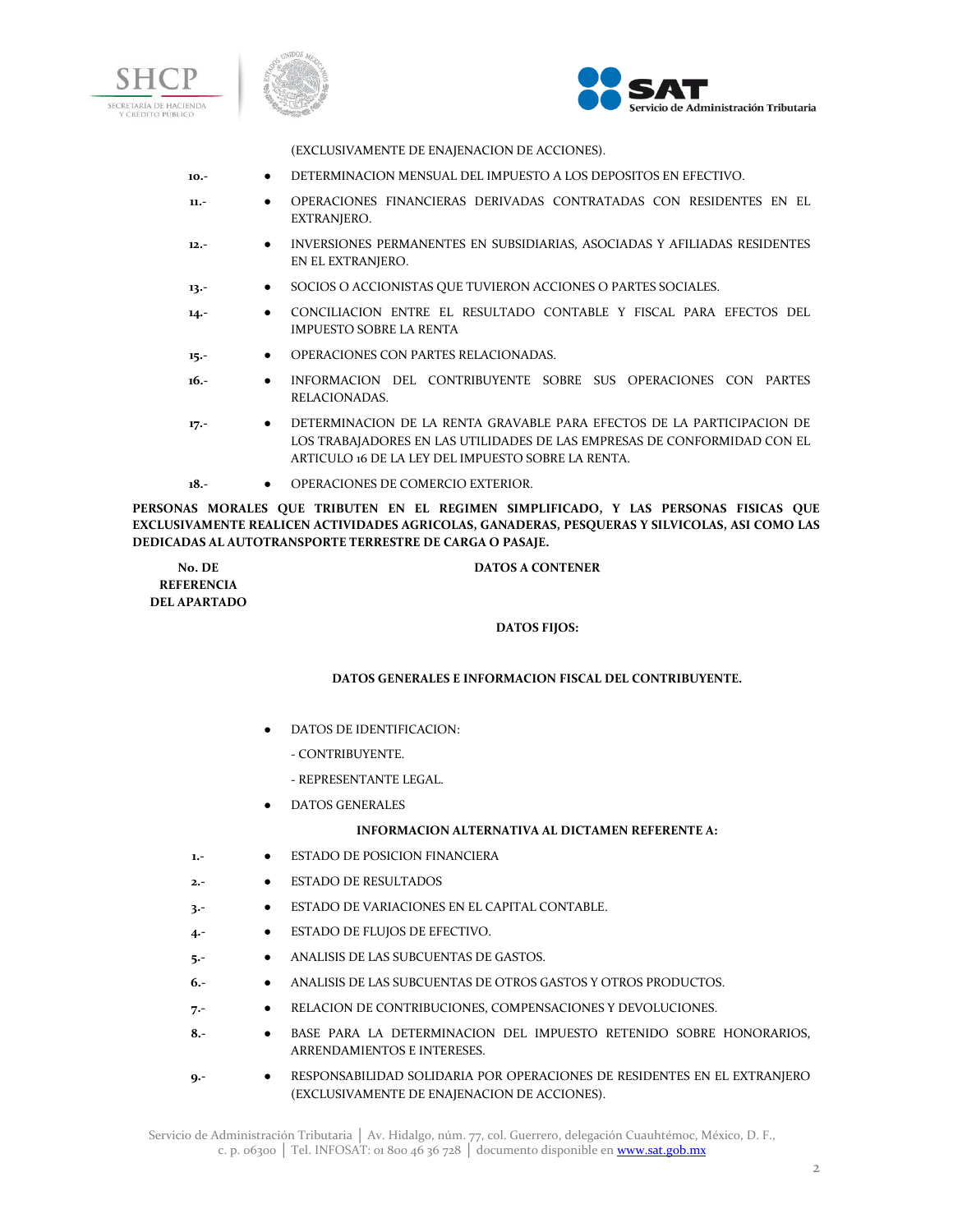| | | (EXCLUSIVAMENTE DE ENAJENACION DE ACCIONES). |
|---|---|---|
| 10.- | ● | DETERMINACION MENSUAL DEL IMPUESTO A LOS DEPOSITOS EN EFECTIVO. |
| 11.- | ● | OPERACIONES FINANCIERAS DERIVADAS CONTRATADAS CON RESIDENTES EN EL EXTRANJERO. |
| 12.- | ● | INVERSIONES PERMANENTES EN SUBSIDIARIAS, ASOCIADAS Y AFILIADAS RESIDENTES EN EL EXTRANJERO. |
| 13.- | ● | SOCIOS O ACCIONISTAS QUE TUVIERON ACCIONES O PARTES SOCIALES. |
| 14.- | ● | CONCILIACION ENTRE EL RESULTADO CONTABLE Y FISCAL PARA EFECTOS DEL IMPUESTO SOBRE LA RENTA |
| 15.- | ● | OPERACIONES CON PARTES RELACIONADAS. |
| 16.- | ● | INFORMACION DEL CONTRIBUYENTE SOBRE SUS OPERACIONES CON PARTES RELACIONADAS. |
| 17.- | ● | DETERMINACION DE LA RENTA GRAVABLE PARA EFECTOS DE LA PARTICIPACION DE LOS TRABAJADORES EN LAS UTILIDADES DE LAS EMPRESAS DE CONFORMIDAD CON EL ARTICULO 16 DE LA LEY DEL IMPUESTO SOBRE LA RENTA. |
| 18.- | ● | OPERACIONES DE COMERCIO EXTERIOR. |

**PERSONAS MORALES QUE TRIBUTEN EN EL REGIMEN SIMPLIFICADO, Y LAS PERSONAS FISICAS QUE EXCLUSIVAMENTE REALICEN ACTIVIDADES AGRICOLAS, GANADERAS, PESQUERAS Y SILVICOLAS, ASI COMO LAS DEDICADAS AL AUTOTRANSPORTE TERRESTRE DE CARGA O PASAJE.**

| **No. DE REFERENCIA DEL APARTADO** | | **DATOS A CONTENER** |
|---|---|---|
| | | **DATOS FIJOS:** |
| | | **DATOS GENERALES E INFORMACION FISCAL DEL CONTRIBUYENTE.** |
| | ● | DATOS DE IDENTIFICACION:<br>- CONTRIBUYENTE.<br>- REPRESENTANTE LEGAL. |
| | ● | DATOS GENERALES |
| | | **INFORMACION ALTERNATIVA AL DICTAMEN REFERENTE A:** |
| 1.- | ● | ESTADO DE POSICION FINANCIERA |
| 2.- | ● | ESTADO DE RESULTADOS |
| 3.- | ● | ESTADO DE VARIACIONES EN EL CAPITAL CONTABLE. |
| 4.- | ● | ESTADO DE FLUJOS DE EFECTIVO. |
| 5.- | ● | ANALISIS DE LAS SUBCUENTAS DE GASTOS. |
| 6.- | ● | ANALISIS DE LAS SUBCUENTAS DE OTROS GASTOS Y OTROS PRODUCTOS. |
| 7.- | ● | RELACION DE CONTRIBUCIONES, COMPENSACIONES Y DEVOLUCIONES. |
| 8.- | ● | BASE PARA LA DETERMINACION DEL IMPUESTO RETENIDO SOBRE HONORARIOS, ARRENDAMIENTOS E INTERESES. |
| 9.- | ● | RESPONSABILIDAD SOLIDARIA POR OPERACIONES DE RESIDENTES EN EL EXTRANJERO (EXCLUSIVAMENTE DE ENAJENACION DE ACCIONES). |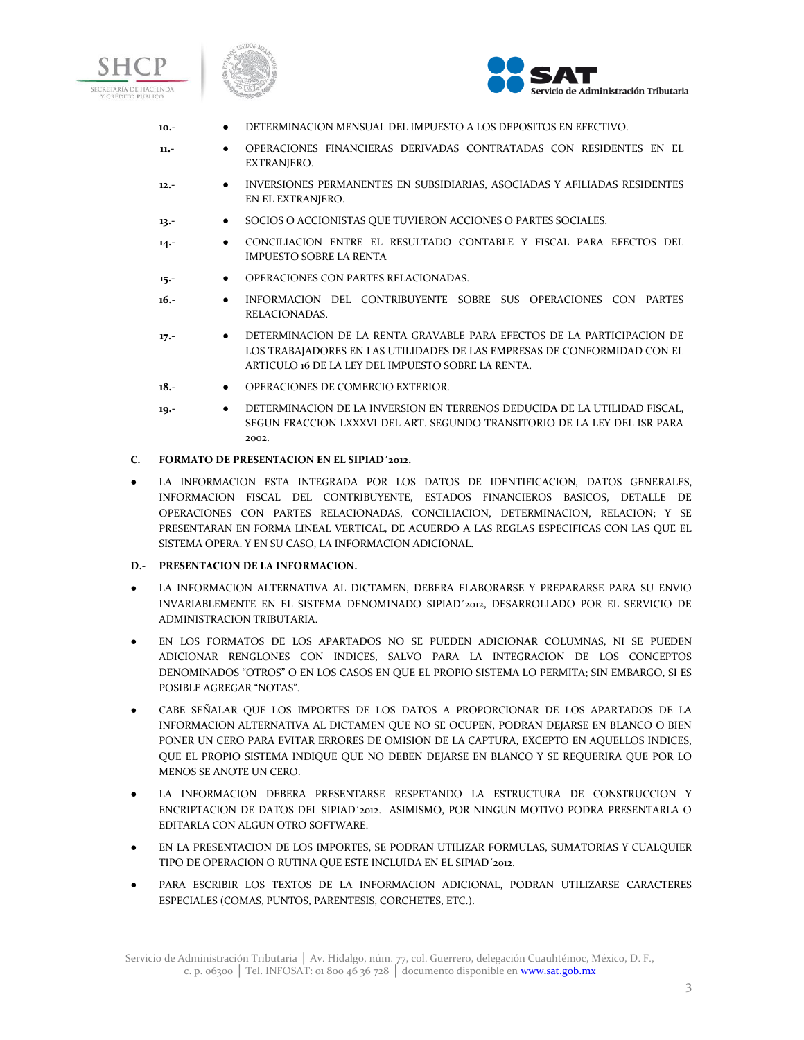**10.-** • DETERMINACION MENSUAL DEL IMPUESTO A LOS DEPOSITOS EN EFECTIVO.

**11.-** • OPERACIONES FINANCIERAS DERIVADAS CONTRATADAS CON RESIDENTES EN EL EXTRANJERO.

**12.-** • INVERSIONES PERMANENTES EN SUBSIDIARIAS, ASOCIADAS Y AFILIADAS RESIDENTES EN EL EXTRANJERO.

**13.-** • SOCIOS O ACCIONISTAS QUE TUVIERON ACCIONES O PARTES SOCIALES.

**14.-** • CONCILIACION ENTRE EL RESULTADO CONTABLE Y FISCAL PARA EFECTOS DEL IMPUESTO SOBRE LA RENTA

**15.-** • OPERACIONES CON PARTES RELACIONADAS.

**16.-** • INFORMACION DEL CONTRIBUYENTE SOBRE SUS OPERACIONES CON PARTES RELACIONADAS.

**17.-** • DETERMINACION DE LA RENTA GRAVABLE PARA EFECTOS DE LA PARTICIPACION DE LOS TRABAJADORES EN LAS UTILIDADES DE LAS EMPRESAS DE CONFORMIDAD CON EL ARTICULO 16 DE LA LEY DEL IMPUESTO SOBRE LA RENTA.

**18.-** • OPERACIONES DE COMERCIO EXTERIOR.

**19.-** • DETERMINACION DE LA INVERSION EN TERRENOS DEDUCIDA DE LA UTILIDAD FISCAL, SEGUN FRACCION LXXXVI DEL ART. SEGUNDO TRANSITORIO DE LA LEY DEL ISR PARA 2002.

**C. FORMATO DE PRESENTACION EN EL SIPIAD´2012.**

- LA INFORMACION ESTA INTEGRADA POR LOS DATOS DE IDENTIFICACION, DATOS GENERALES, INFORMACION FISCAL DEL CONTRIBUYENTE, ESTADOS FINANCIEROS BASICOS, DETALLE DE OPERACIONES CON PARTES RELACIONADAS, CONCILIACION, DETERMINACION, RELACION; Y SE PRESENTARAN EN FORMA LINEAL VERTICAL, DE ACUERDO A LAS REGLAS ESPECIFICAS CON LAS QUE EL SISTEMA OPERA. Y EN SU CASO, LA INFORMACION ADICIONAL.

**D.- PRESENTACION DE LA INFORMACION.**

- LA INFORMACION ALTERNATIVA AL DICTAMEN, DEBERA ELABORARSE Y PREPARARSE PARA SU ENVIO INVARIABLEMENTE EN EL SISTEMA DENOMINADO SIPIAD´2012, DESARROLLADO POR EL SERVICIO DE ADMINISTRACION TRIBUTARIA.
- EN LOS FORMATOS DE LOS APARTADOS NO SE PUEDEN ADICIONAR COLUMNAS, NI SE PUEDEN ADICIONAR RENGLONES CON INDICES, SALVO PARA LA INTEGRACION DE LOS CONCEPTOS DENOMINADOS "OTROS" O EN LOS CASOS EN QUE EL PROPIO SISTEMA LO PERMITA; SIN EMBARGO, SI ES POSIBLE AGREGAR "NOTAS".
- CABE SEÑALAR QUE LOS IMPORTES DE LOS DATOS A PROPORCIONAR DE LOS APARTADOS DE LA INFORMACION ALTERNATIVA AL DICTAMEN QUE NO SE OCUPEN, PODRAN DEJARSE EN BLANCO O BIEN PONER UN CERO PARA EVITAR ERRORES DE OMISION DE LA CAPTURA, EXCEPTO EN AQUELLOS INDICES, QUE EL PROPIO SISTEMA INDIQUE QUE NO DEBEN DEJARSE EN BLANCO Y SE REQUERIRA QUE POR LO MENOS SE ANOTE UN CERO.
- LA INFORMACION DEBERA PRESENTARSE RESPETANDO LA ESTRUCTURA DE CONSTRUCCION Y ENCRIPTACION DE DATOS DEL SIPIAD´2012. ASIMISMO, POR NINGUN MOTIVO PODRA PRESENTARLA O EDITARLA CON ALGUN OTRO SOFTWARE.
- EN LA PRESENTACION DE LOS IMPORTES, SE PODRAN UTILIZAR FORMULAS, SUMATORIAS Y CUALQUIER TIPO DE OPERACION O RUTINA QUE ESTE INCLUIDA EN EL SIPIAD´2012.
- PARA ESCRIBIR LOS TEXTOS DE LA INFORMACION ADICIONAL, PODRAN UTILIZARSE CARACTERES ESPECIALES (COMAS, PUNTOS, PARENTESIS, CORCHETES, ETC.).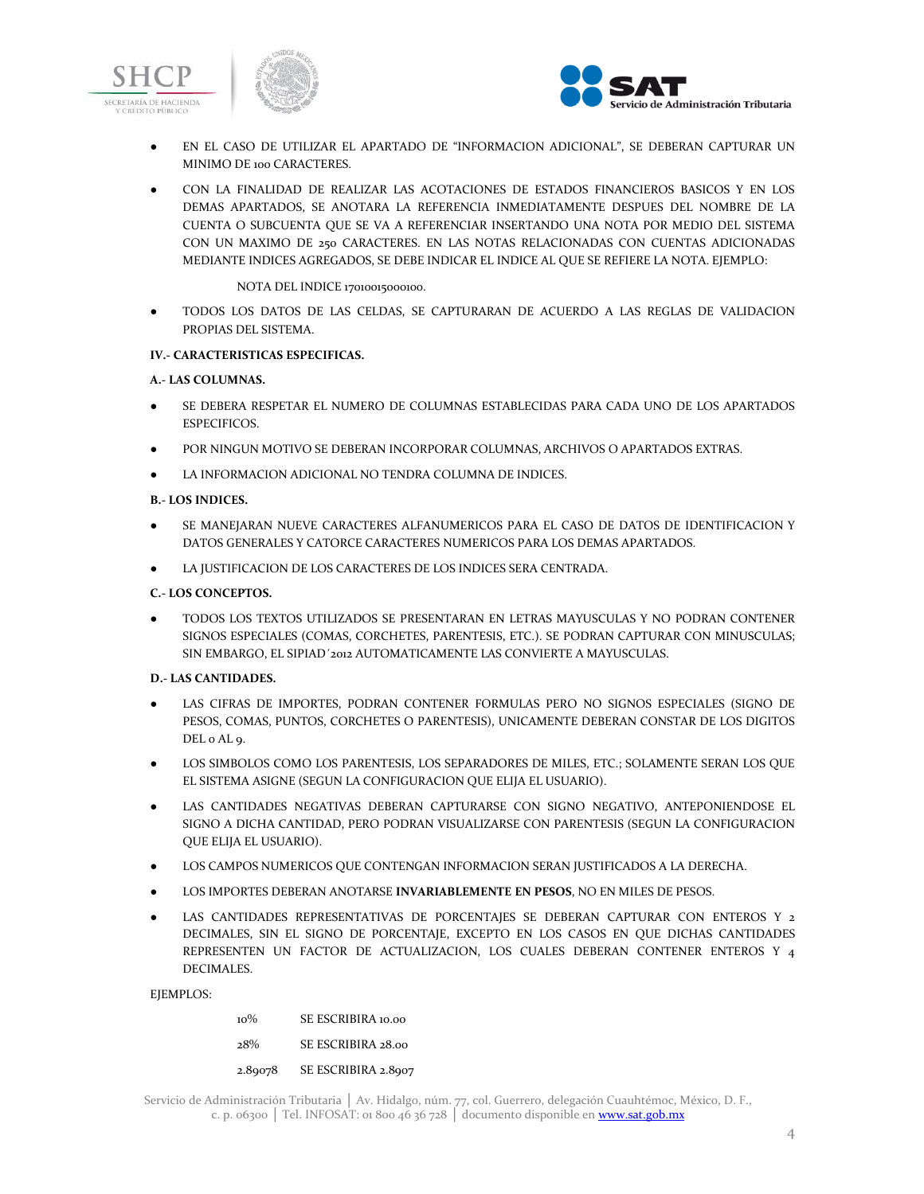- EN EL CASO DE UTILIZAR EL APARTADO DE "INFORMACION ADICIONAL", SE DEBERAN CAPTURAR UN MINIMO DE 100 CARACTERES.

- CON LA FINALIDAD DE REALIZAR LAS ACOTACIONES DE ESTADOS FINANCIEROS BASICOS Y EN LOS DEMAS APARTADOS, SE ANOTARA LA REFERENCIA INMEDIATAMENTE DESPUES DEL NOMBRE DE LA CUENTA O SUBCUENTA QUE SE VA A REFERENCIAR INSERTANDO UNA NOTA POR MEDIO DEL SISTEMA CON UN MAXIMO DE 250 CARACTERES. EN LAS NOTAS RELACIONADAS CON CUENTAS ADICIONADAS MEDIANTE INDICES AGREGADOS, SE DEBE INDICAR EL INDICE AL QUE SE REFIERE LA NOTA. EJEMPLO:

  NOTA DEL INDICE 17010015000100.

- TODOS LOS DATOS DE LAS CELDAS, SE CAPTURARAN DE ACUERDO A LAS REGLAS DE VALIDACION PROPIAS DEL SISTEMA.

**IV.- CARACTERISTICAS ESPECIFICAS.**

**A.- LAS COLUMNAS.**

- SE DEBERA RESPETAR EL NUMERO DE COLUMNAS ESTABLECIDAS PARA CADA UNO DE LOS APARTADOS ESPECIFICOS.
- POR NINGUN MOTIVO SE DEBERAN INCORPORAR COLUMNAS, ARCHIVOS O APARTADOS EXTRAS.
- LA INFORMACION ADICIONAL NO TENDRA COLUMNA DE INDICES.

**B.- LOS INDICES.**

- SE MANEJARAN NUEVE CARACTERES ALFANUMERICOS PARA EL CASO DE DATOS DE IDENTIFICACION Y DATOS GENERALES Y CATORCE CARACTERES NUMERICOS PARA LOS DEMAS APARTADOS.
- LA JUSTIFICACION DE LOS CARACTERES DE LOS INDICES SERA CENTRADA.

**C.- LOS CONCEPTOS.**

- TODOS LOS TEXTOS UTILIZADOS SE PRESENTARAN EN LETRAS MAYUSCULAS Y NO PODRAN CONTENER SIGNOS ESPECIALES (COMAS, CORCHETES, PARENTESIS, ETC.). SE PODRAN CAPTURAR CON MINUSCULAS; SIN EMBARGO, EL SIPIAD´2012 AUTOMATICAMENTE LAS CONVIERTE A MAYUSCULAS.

**D.- LAS CANTIDADES.**

- LAS CIFRAS DE IMPORTES, PODRAN CONTENER FORMULAS PERO NO SIGNOS ESPECIALES (SIGNO DE PESOS, COMAS, PUNTOS, CORCHETES O PARENTESIS), UNICAMENTE DEBERAN CONSTAR DE LOS DIGITOS DEL 0 AL 9.
- LOS SIMBOLOS COMO LOS PARENTESIS, LOS SEPARADORES DE MILES, ETC.; SOLAMENTE SERAN LOS QUE EL SISTEMA ASIGNE (SEGUN LA CONFIGURACION QUE ELIJA EL USUARIO).
- LAS CANTIDADES NEGATIVAS DEBERAN CAPTURARSE CON SIGNO NEGATIVO, ANTEPONIENDOSE EL SIGNO A DICHA CANTIDAD, PERO PODRAN VISUALIZARSE CON PARENTESIS (SEGUN LA CONFIGURACION QUE ELIJA EL USUARIO).
- LOS CAMPOS NUMERICOS QUE CONTENGAN INFORMACION SERAN JUSTIFICADOS A LA DERECHA.
- LOS IMPORTES DEBERAN ANOTARSE **INVARIABLEMENTE EN PESOS**, NO EN MILES DE PESOS.
- LAS CANTIDADES REPRESENTATIVAS DE PORCENTAJES SE DEBERAN CAPTURAR CON ENTEROS Y 2 DECIMALES, SIN EL SIGNO DE PORCENTAJE, EXCEPTO EN LOS CASOS EN QUE DICHAS CANTIDADES REPRESENTEN UN FACTOR DE ACTUALIZACION, LOS CUALES DEBERAN CONTENER ENTEROS Y 4 DECIMALES.

EJEMPLOS:

| | |
|---|---|
| 10% | SE ESCRIBIRA 10.00 |
| 28% | SE ESCRIBIRA 28.00 |
| 2.89078 | SE ESCRIBIRA 2.8907 |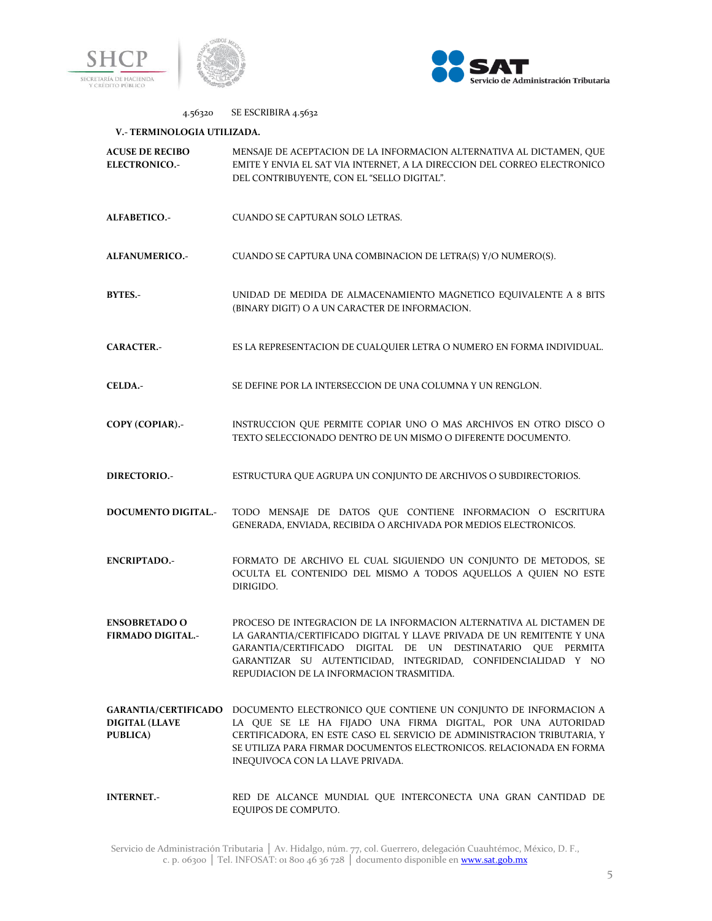4.56320 SE ESCRIBIRA 4.5632

**V.- TERMINOLOGIA UTILIZADA.**

**ACUSE DE RECIBO ELECTRONICO.-** MENSAJE DE ACEPTACION DE LA INFORMACION ALTERNATIVA AL DICTAMEN, QUE EMITE Y ENVIA EL SAT VIA INTERNET, A LA DIRECCION DEL CORREO ELECTRONICO DEL CONTRIBUYENTE, CON EL "SELLO DIGITAL".

**ALFABETICO.-** CUANDO SE CAPTURAN SOLO LETRAS.

**ALFANUMERICO.-** CUANDO SE CAPTURA UNA COMBINACION DE LETRA(S) Y/O NUMERO(S).

**BYTES.-** UNIDAD DE MEDIDA DE ALMACENAMIENTO MAGNETICO EQUIVALENTE A 8 BITS (BINARY DIGIT) O A UN CARACTER DE INFORMACION.

**CARACTER.-** ES LA REPRESENTACION DE CUALQUIER LETRA O NUMERO EN FORMA INDIVIDUAL.

**CELDA.-** SE DEFINE POR LA INTERSECCION DE UNA COLUMNA Y UN RENGLON.

**COPY (COPIAR).-** INSTRUCCION QUE PERMITE COPIAR UNO O MAS ARCHIVOS EN OTRO DISCO O TEXTO SELECCIONADO DENTRO DE UN MISMO O DIFERENTE DOCUMENTO.

**DIRECTORIO.-** ESTRUCTURA QUE AGRUPA UN CONJUNTO DE ARCHIVOS O SUBDIRECTORIOS.

**DOCUMENTO DIGITAL.-** TODO MENSAJE DE DATOS QUE CONTIENE INFORMACION O ESCRITURA GENERADA, ENVIADA, RECIBIDA O ARCHIVADA POR MEDIOS ELECTRONICOS.

**ENCRIPTADO.-** FORMATO DE ARCHIVO EL CUAL SIGUIENDO UN CONJUNTO DE METODOS, SE OCULTA EL CONTENIDO DEL MISMO A TODOS AQUELLOS A QUIEN NO ESTE DIRIGIDO.

**ENSOBRETADO O FIRMADO DIGITAL.-** PROCESO DE INTEGRACION DE LA INFORMACION ALTERNATIVA AL DICTAMEN DE LA GARANTIA/CERTIFICADO DIGITAL Y LLAVE PRIVADA DE UN REMITENTE Y UNA GARANTIA/CERTIFICADO DIGITAL DE UN DESTINATARIO QUE PERMITA GARANTIZAR SU AUTENTICIDAD, INTEGRIDAD, CONFIDENCIALIDAD Y NO REPUDIACION DE LA INFORMACION TRASMITIDA.

**GARANTIA/CERTIFICADO DIGITAL (LLAVE PUBLICA)** DOCUMENTO ELECTRONICO QUE CONTIENE UN CONJUNTO DE INFORMACION A LA QUE SE LE HA FIJADO UNA FIRMA DIGITAL, POR UNA AUTORIDAD CERTIFICADORA, EN ESTE CASO EL SERVICIO DE ADMINISTRACION TRIBUTARIA, Y SE UTILIZA PARA FIRMAR DOCUMENTOS ELECTRONICOS. RELACIONADA EN FORMA INEQUIVOCA CON LA LLAVE PRIVADA.

**INTERNET.-** RED DE ALCANCE MUNDIAL QUE INTERCONECTA UNA GRAN CANTIDAD DE EQUIPOS DE COMPUTO.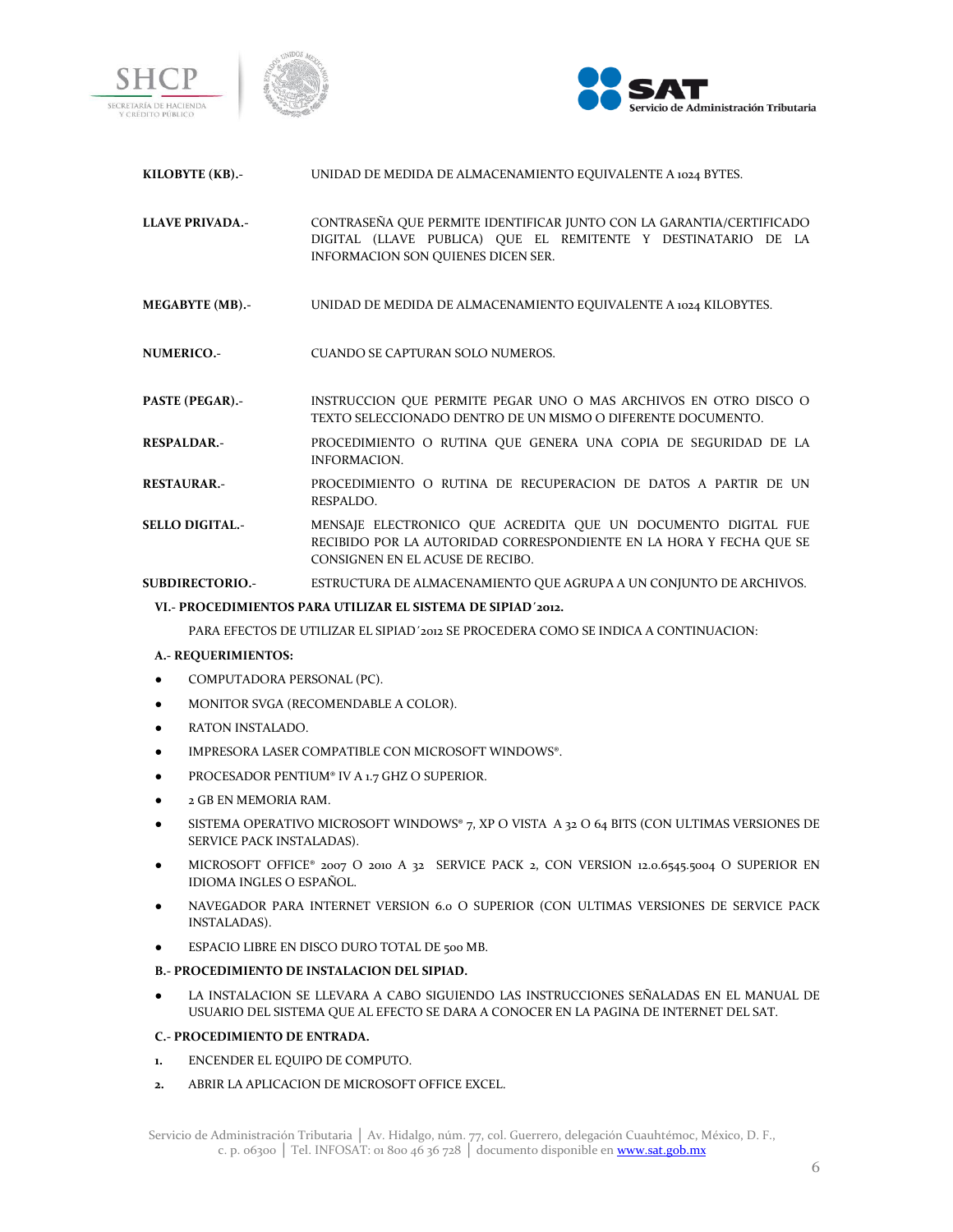**KILOBYTE (KB).-** UNIDAD DE MEDIDA DE ALMACENAMIENTO EQUIVALENTE A 1024 BYTES.

**LLAVE PRIVADA.-** CONTRASEÑA QUE PERMITE IDENTIFICAR JUNTO CON LA GARANTIA/CERTIFICADO DIGITAL (LLAVE PUBLICA) QUE EL REMITENTE Y DESTINATARIO DE LA INFORMACION SON QUIENES DICEN SER.

**MEGABYTE (MB).-** UNIDAD DE MEDIDA DE ALMACENAMIENTO EQUIVALENTE A 1024 KILOBYTES.

**NUMERICO.-** CUANDO SE CAPTURAN SOLO NUMEROS.

**PASTE (PEGAR).-** INSTRUCCION QUE PERMITE PEGAR UNO O MAS ARCHIVOS EN OTRO DISCO O TEXTO SELECCIONADO DENTRO DE UN MISMO O DIFERENTE DOCUMENTO.

**RESPALDAR.-** PROCEDIMIENTO O RUTINA QUE GENERA UNA COPIA DE SEGURIDAD DE LA INFORMACION.

**RESTAURAR.-** PROCEDIMIENTO O RUTINA DE RECUPERACION DE DATOS A PARTIR DE UN RESPALDO.

**SELLO DIGITAL.-** MENSAJE ELECTRONICO QUE ACREDITA QUE UN DOCUMENTO DIGITAL FUE RECIBIDO POR LA AUTORIDAD CORRESPONDIENTE EN LA HORA Y FECHA QUE SE CONSIGNEN EN EL ACUSE DE RECIBO.

**SUBDIRECTORIO.-** ESTRUCTURA DE ALMACENAMIENTO QUE AGRUPA A UN CONJUNTO DE ARCHIVOS.

## VI.- PROCEDIMIENTOS PARA UTILIZAR EL SISTEMA DE SIPIAD´2012.

PARA EFECTOS DE UTILIZAR EL SIPIAD´2012 SE PROCEDERA COMO SE INDICA A CONTINUACION:

### A.- REQUERIMIENTOS:

- COMPUTADORA PERSONAL (PC).
- MONITOR SVGA (RECOMENDABLE A COLOR).
- RATON INSTALADO.
- IMPRESORA LASER COMPATIBLE CON MICROSOFT WINDOWS®.
- PROCESADOR PENTIUM® IV A 1.7 GHZ O SUPERIOR.
- 2 GB EN MEMORIA RAM.
- SISTEMA OPERATIVO MICROSOFT WINDOWS® 7, XP O VISTA A 32 O 64 BITS (CON ULTIMAS VERSIONES DE SERVICE PACK INSTALADAS).
- MICROSOFT OFFICE® 2007 O 2010 A 32 SERVICE PACK 2, CON VERSION 12.0.6545.5004 O SUPERIOR EN IDIOMA INGLES O ESPAÑOL.
- NAVEGADOR PARA INTERNET VERSION 6.0 O SUPERIOR (CON ULTIMAS VERSIONES DE SERVICE PACK INSTALADAS).
- ESPACIO LIBRE EN DISCO DURO TOTAL DE 500 MB.

### B.- PROCEDIMIENTO DE INSTALACION DEL SIPIAD.

- LA INSTALACION SE LLEVARA A CABO SIGUIENDO LAS INSTRUCCIONES SEÑALADAS EN EL MANUAL DE USUARIO DEL SISTEMA QUE AL EFECTO SE DARA A CONOCER EN LA PAGINA DE INTERNET DEL SAT.

### C.- PROCEDIMIENTO DE ENTRADA.

1. ENCENDER EL EQUIPO DE COMPUTO.
2. ABRIR LA APLICACION DE MICROSOFT OFFICE EXCEL.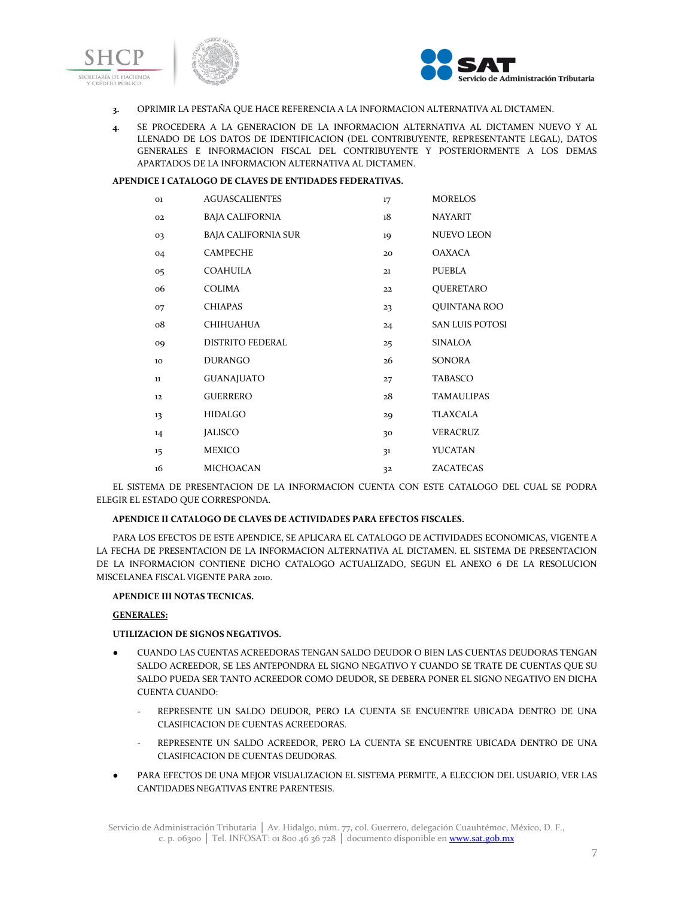3. OPRIMIR LA PESTAÑA QUE HACE REFERENCIA A LA INFORMACION ALTERNATIVA AL DICTAMEN.
4. SE PROCEDERA A LA GENERACION DE LA INFORMACION ALTERNATIVA AL DICTAMEN NUEVO Y AL LLENADO DE LOS DATOS DE IDENTIFICACION (DEL CONTRIBUYENTE, REPRESENTANTE LEGAL), DATOS GENERALES E INFORMACION FISCAL DEL CONTRIBUYENTE Y POSTERIORMENTE A LOS DEMAS APARTADOS DE LA INFORMACION ALTERNATIVA AL DICTAMEN.

**APENDICE I CATALOGO DE CLAVES DE ENTIDADES FEDERATIVAS.**

| | | | |
|---|---|---|---|
| 01 | AGUASCALIENTES | 17 | MORELOS |
| 02 | BAJA CALIFORNIA | 18 | NAYARIT |
| 03 | BAJA CALIFORNIA SUR | 19 | NUEVO LEON |
| 04 | CAMPECHE | 20 | OAXACA |
| 05 | COAHUILA | 21 | PUEBLA |
| 06 | COLIMA | 22 | QUERETARO |
| 07 | CHIAPAS | 23 | QUINTANA ROO |
| 08 | CHIHUAHUA | 24 | SAN LUIS POTOSI |
| 09 | DISTRITO FEDERAL | 25 | SINALOA |
| 10 | DURANGO | 26 | SONORA |
| 11 | GUANAJUATO | 27 | TABASCO |
| 12 | GUERRERO | 28 | TAMAULIPAS |
| 13 | HIDALGO | 29 | TLAXCALA |
| 14 | JALISCO | 30 | VERACRUZ |
| 15 | MEXICO | 31 | YUCATAN |
| 16 | MICHOACAN | 32 | ZACATECAS |

EL SISTEMA DE PRESENTACION DE LA INFORMACION CUENTA CON ESTE CATALOGO DEL CUAL SE PODRA ELEGIR EL ESTADO QUE CORRESPONDA.

**APENDICE II CATALOGO DE CLAVES DE ACTIVIDADES PARA EFECTOS FISCALES.**

PARA LOS EFECTOS DE ESTE APENDICE, SE APLICARA EL CATALOGO DE ACTIVIDADES ECONOMICAS, VIGENTE A LA FECHA DE PRESENTACION DE LA INFORMACION ALTERNATIVA AL DICTAMEN. EL SISTEMA DE PRESENTACION DE LA INFORMACION CONTIENE DICHO CATALOGO ACTUALIZADO, SEGUN EL ANEXO 6 DE LA RESOLUCION MISCELANEA FISCAL VIGENTE PARA 2010.

**APENDICE III NOTAS TECNICAS.**

**GENERALES:**

**UTILIZACION DE SIGNOS NEGATIVOS.**

- CUANDO LAS CUENTAS ACREEDORAS TENGAN SALDO DEUDOR O BIEN LAS CUENTAS DEUDORAS TENGAN SALDO ACREEDOR, SE LES ANTEPONDRA EL SIGNO NEGATIVO Y CUANDO SE TRATE DE CUENTAS QUE SU SALDO PUEDA SER TANTO ACREEDOR COMO DEUDOR, SE DEBERA PONER EL SIGNO NEGATIVO EN DICHA CUENTA CUANDO:
  - REPRESENTE UN SALDO DEUDOR, PERO LA CUENTA SE ENCUENTRE UBICADA DENTRO DE UNA CLASIFICACION DE CUENTAS ACREEDORAS.
  - REPRESENTE UN SALDO ACREEDOR, PERO LA CUENTA SE ENCUENTRE UBICADA DENTRO DE UNA CLASIFICACION DE CUENTAS DEUDORAS.
- PARA EFECTOS DE UNA MEJOR VISUALIZACION EL SISTEMA PERMITE, A ELECCION DEL USUARIO, VER LAS CANTIDADES NEGATIVAS ENTRE PARENTESIS.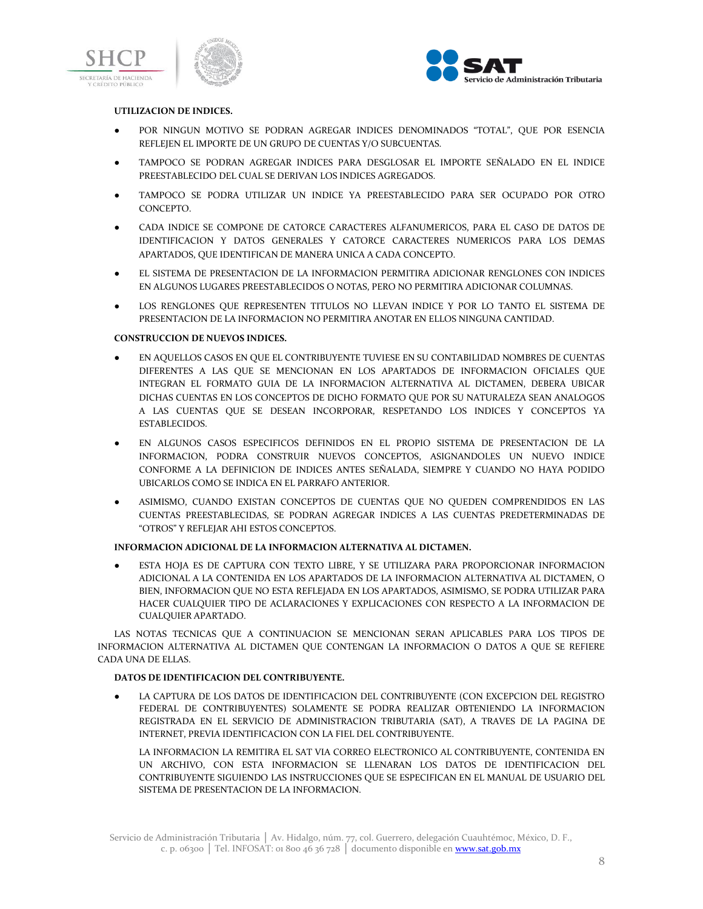**UTILIZACION DE INDICES.**

- POR NINGUN MOTIVO SE PODRAN AGREGAR INDICES DENOMINADOS "TOTAL", QUE POR ESENCIA REFLEJEN EL IMPORTE DE UN GRUPO DE CUENTAS Y/O SUBCUENTAS.
- TAMPOCO SE PODRAN AGREGAR INDICES PARA DESGLOSAR EL IMPORTE SEÑALADO EN EL INDICE PREESTABLECIDO DEL CUAL SE DERIVAN LOS INDICES AGREGADOS.
- TAMPOCO SE PODRA UTILIZAR UN INDICE YA PREESTABLECIDO PARA SER OCUPADO POR OTRO CONCEPTO.
- CADA INDICE SE COMPONE DE CATORCE CARACTERES ALFANUMERICOS, PARA EL CASO DE DATOS DE IDENTIFICACION Y DATOS GENERALES Y CATORCE CARACTERES NUMERICOS PARA LOS DEMAS APARTADOS, QUE IDENTIFICAN DE MANERA UNICA A CADA CONCEPTO.
- EL SISTEMA DE PRESENTACION DE LA INFORMACION PERMITIRA ADICIONAR RENGLONES CON INDICES EN ALGUNOS LUGARES PREESTABLECIDOS O NOTAS, PERO NO PERMITIRA ADICIONAR COLUMNAS.
- LOS RENGLONES QUE REPRESENTEN TITULOS NO LLEVAN INDICE Y POR LO TANTO EL SISTEMA DE PRESENTACION DE LA INFORMACION NO PERMITIRA ANOTAR EN ELLOS NINGUNA CANTIDAD.

**CONSTRUCCION DE NUEVOS INDICES.**

- EN AQUELLOS CASOS EN QUE EL CONTRIBUYENTE TUVIESE EN SU CONTABILIDAD NOMBRES DE CUENTAS DIFERENTES A LAS QUE SE MENCIONAN EN LOS APARTADOS DE INFORMACION OFICIALES QUE INTEGRAN EL FORMATO GUIA DE LA INFORMACION ALTERNATIVA AL DICTAMEN, DEBERA UBICAR DICHAS CUENTAS EN LOS CONCEPTOS DE DICHO FORMATO QUE POR SU NATURALEZA SEAN ANALOGOS A LAS CUENTAS QUE SE DESEAN INCORPORAR, RESPETANDO LOS INDICES Y CONCEPTOS YA ESTABLECIDOS.
- EN ALGUNOS CASOS ESPECIFICOS DEFINIDOS EN EL PROPIO SISTEMA DE PRESENTACION DE LA INFORMACION, PODRA CONSTRUIR NUEVOS CONCEPTOS, ASIGNANDOLES UN NUEVO INDICE CONFORME A LA DEFINICION DE INDICES ANTES SEÑALADA, SIEMPRE Y CUANDO NO HAYA PODIDO UBICARLOS COMO SE INDICA EN EL PARRAFO ANTERIOR.
- ASIMISMO, CUANDO EXISTAN CONCEPTOS DE CUENTAS QUE NO QUEDEN COMPRENDIDOS EN LAS CUENTAS PREESTABLECIDAS, SE PODRAN AGREGAR INDICES A LAS CUENTAS PREDETERMINADAS DE "OTROS" Y REFLEJAR AHI ESTOS CONCEPTOS.

**INFORMACION ADICIONAL DE LA INFORMACION ALTERNATIVA AL DICTAMEN.**

- ESTA HOJA ES DE CAPTURA CON TEXTO LIBRE, Y SE UTILIZARA PARA PROPORCIONAR INFORMACION ADICIONAL A LA CONTENIDA EN LOS APARTADOS DE LA INFORMACION ALTERNATIVA AL DICTAMEN, O BIEN, INFORMACION QUE NO ESTA REFLEJADA EN LOS APARTADOS, ASIMISMO, SE PODRA UTILIZAR PARA HACER CUALQUIER TIPO DE ACLARACIONES Y EXPLICACIONES CON RESPECTO A LA INFORMACION DE CUALQUIER APARTADO.

LAS NOTAS TECNICAS QUE A CONTINUACION SE MENCIONAN SERAN APLICABLES PARA LOS TIPOS DE INFORMACION ALTERNATIVA AL DICTAMEN QUE CONTENGAN LA INFORMACION O DATOS A QUE SE REFIERE CADA UNA DE ELLAS.

**DATOS DE IDENTIFICACION DEL CONTRIBUYENTE.**

- LA CAPTURA DE LOS DATOS DE IDENTIFICACION DEL CONTRIBUYENTE (CON EXCEPCION DEL REGISTRO FEDERAL DE CONTRIBUYENTES) SOLAMENTE SE PODRA REALIZAR OBTENIENDO LA INFORMACION REGISTRADA EN EL SERVICIO DE ADMINISTRACION TRIBUTARIA (SAT), A TRAVES DE LA PAGINA DE INTERNET, PREVIA IDENTIFICACION CON LA FIEL DEL CONTRIBUYENTE.

  LA INFORMACION LA REMITIRA EL SAT VIA CORREO ELECTRONICO AL CONTRIBUYENTE, CONTENIDA EN UN ARCHIVO, CON ESTA INFORMACION SE LLENARAN LOS DATOS DE IDENTIFICACION DEL CONTRIBUYENTE SIGUIENDO LAS INSTRUCCIONES QUE SE ESPECIFICAN EN EL MANUAL DE USUARIO DEL SISTEMA DE PRESENTACION DE LA INFORMACION.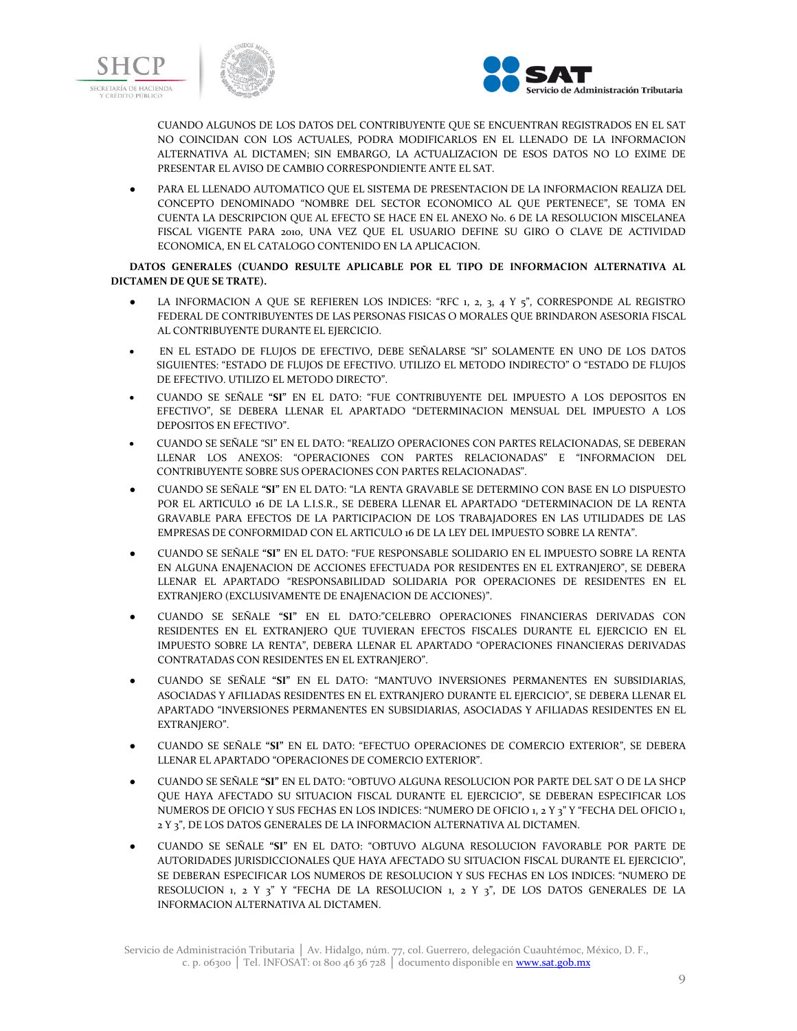CUANDO ALGUNOS DE LOS DATOS DEL CONTRIBUYENTE QUE SE ENCUENTRAN REGISTRADOS EN EL SAT NO COINCIDAN CON LOS ACTUALES, PODRA MODIFICARLOS EN EL LLENADO DE LA INFORMACION ALTERNATIVA AL DICTAMEN; SIN EMBARGO, LA ACTUALIZACION DE ESOS DATOS NO LO EXIME DE PRESENTAR EL AVISO DE CAMBIO CORRESPONDIENTE ANTE EL SAT.

- PARA EL LLENADO AUTOMATICO QUE EL SISTEMA DE PRESENTACION DE LA INFORMACION REALIZA DEL CONCEPTO DENOMINADO "NOMBRE DEL SECTOR ECONOMICO AL QUE PERTENECE", SE TOMA EN CUENTA LA DESCRIPCION QUE AL EFECTO SE HACE EN EL ANEXO No. 6 DE LA RESOLUCION MISCELANEA FISCAL VIGENTE PARA 2010, UNA VEZ QUE EL USUARIO DEFINE SU GIRO O CLAVE DE ACTIVIDAD ECONOMICA, EN EL CATALOGO CONTENIDO EN LA APLICACION.

**DATOS GENERALES (CUANDO RESULTE APLICABLE POR EL TIPO DE INFORMACION ALTERNATIVA AL DICTAMEN DE QUE SE TRATE).**

- LA INFORMACION A QUE SE REFIEREN LOS INDICES: "RFC 1, 2, 3, 4 Y 5", CORRESPONDE AL REGISTRO FEDERAL DE CONTRIBUYENTES DE LAS PERSONAS FISICAS O MORALES QUE BRINDARON ASESORIA FISCAL AL CONTRIBUYENTE DURANTE EL EJERCICIO.
- EN EL ESTADO DE FLUJOS DE EFECTIVO, DEBE SEÑALARSE "SI" SOLAMENTE EN UNO DE LOS DATOS SIGUIENTES: "ESTADO DE FLUJOS DE EFECTIVO. UTILIZO EL METODO INDIRECTO" O "ESTADO DE FLUJOS DE EFECTIVO. UTILIZO EL METODO DIRECTO".
- CUANDO SE SEÑALE **"SI"** EN EL DATO: "FUE CONTRIBUYENTE DEL IMPUESTO A LOS DEPOSITOS EN EFECTIVO", SE DEBERA LLENAR EL APARTADO "DETERMINACION MENSUAL DEL IMPUESTO A LOS DEPOSITOS EN EFECTIVO".
- CUANDO SE SEÑALE "SI" EN EL DATO: "REALIZO OPERACIONES CON PARTES RELACIONADAS, SE DEBERAN LLENAR LOS ANEXOS: "OPERACIONES CON PARTES RELACIONADAS" E "INFORMACION DEL CONTRIBUYENTE SOBRE SUS OPERACIONES CON PARTES RELACIONADAS".
- CUANDO SE SEÑALE **"SI"** EN EL DATO: "LA RENTA GRAVABLE SE DETERMINO CON BASE EN LO DISPUESTO POR EL ARTICULO 16 DE LA L.I.S.R., SE DEBERA LLENAR EL APARTADO "DETERMINACION DE LA RENTA GRAVABLE PARA EFECTOS DE LA PARTICIPACION DE LOS TRABAJADORES EN LAS UTILIDADES DE LAS EMPRESAS DE CONFORMIDAD CON EL ARTICULO 16 DE LA LEY DEL IMPUESTO SOBRE LA RENTA".
- CUANDO SE SEÑALE **"SI"** EN EL DATO: "FUE RESPONSABLE SOLIDARIO EN EL IMPUESTO SOBRE LA RENTA EN ALGUNA ENAJENACION DE ACCIONES EFECTUADA POR RESIDENTES EN EL EXTRANJERO", SE DEBERA LLENAR EL APARTADO "RESPONSABILIDAD SOLIDARIA POR OPERACIONES DE RESIDENTES EN EL EXTRANJERO (EXCLUSIVAMENTE DE ENAJENACION DE ACCIONES)".
- CUANDO SE SEÑALE **"SI"** EN EL DATO:"CELEBRO OPERACIONES FINANCIERAS DERIVADAS CON RESIDENTES EN EL EXTRANJERO QUE TUVIERAN EFECTOS FISCALES DURANTE EL EJERCICIO EN EL IMPUESTO SOBRE LA RENTA", DEBERA LLENAR EL APARTADO "OPERACIONES FINANCIERAS DERIVADAS CONTRATADAS CON RESIDENTES EN EL EXTRANJERO".
- CUANDO SE SEÑALE **"SI"** EN EL DATO: "MANTUVO INVERSIONES PERMANENTES EN SUBSIDIARIAS, ASOCIADAS Y AFILIADAS RESIDENTES EN EL EXTRANJERO DURANTE EL EJERCICIO", SE DEBERA LLENAR EL APARTADO "INVERSIONES PERMANENTES EN SUBSIDIARIAS, ASOCIADAS Y AFILIADAS RESIDENTES EN EL EXTRANJERO".
- CUANDO SE SEÑALE **"SI"** EN EL DATO: "EFECTUO OPERACIONES DE COMERCIO EXTERIOR", SE DEBERA LLENAR EL APARTADO "OPERACIONES DE COMERCIO EXTERIOR".
- CUANDO SE SEÑALE **"SI"** EN EL DATO: "OBTUVO ALGUNA RESOLUCION POR PARTE DEL SAT O DE LA SHCP QUE HAYA AFECTADO SU SITUACION FISCAL DURANTE EL EJERCICIO", SE DEBERAN ESPECIFICAR LOS NUMEROS DE OFICIO Y SUS FECHAS EN LOS INDICES: "NUMERO DE OFICIO 1, 2 Y 3" Y "FECHA DEL OFICIO 1, 2 Y 3", DE LOS DATOS GENERALES DE LA INFORMACION ALTERNATIVA AL DICTAMEN.
- CUANDO SE SEÑALE **"SI"** EN EL DATO: "OBTUVO ALGUNA RESOLUCION FAVORABLE POR PARTE DE AUTORIDADES JURISDICCIONALES QUE HAYA AFECTADO SU SITUACION FISCAL DURANTE EL EJERCICIO", SE DEBERAN ESPECIFICAR LOS NUMEROS DE RESOLUCION Y SUS FECHAS EN LOS INDICES: "NUMERO DE RESOLUCION 1, 2 Y 3" Y "FECHA DE LA RESOLUCION 1, 2 Y 3", DE LOS DATOS GENERALES DE LA INFORMACION ALTERNATIVA AL DICTAMEN.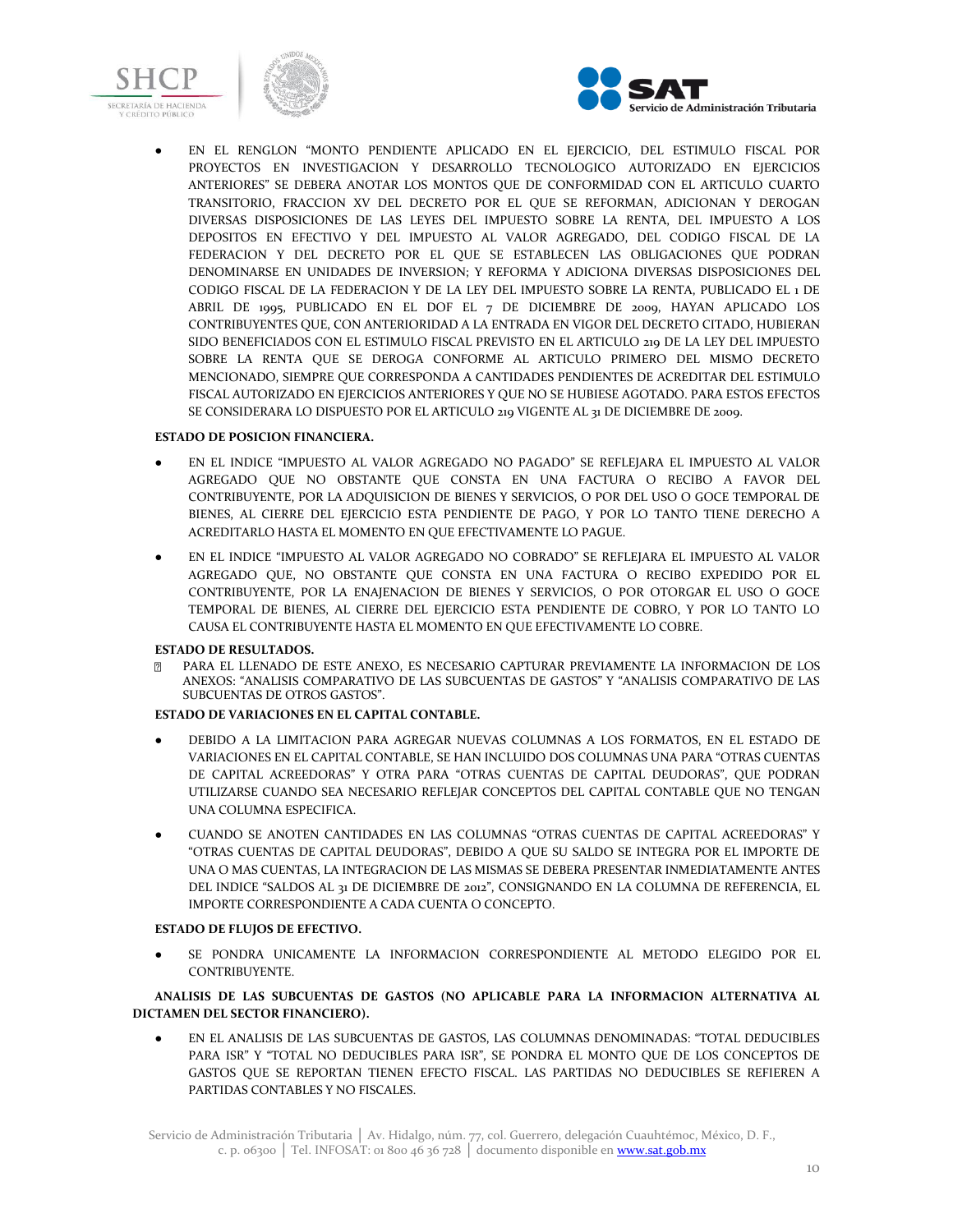- EN EL RENGLON "MONTO PENDIENTE APLICADO EN EL EJERCICIO, DEL ESTIMULO FISCAL POR PROYECTOS EN INVESTIGACION Y DESARROLLO TECNOLOGICO AUTORIZADO EN EJERCICIOS ANTERIORES" SE DEBERA ANOTAR LOS MONTOS QUE DE CONFORMIDAD CON EL ARTICULO CUARTO TRANSITORIO, FRACCION XV DEL DECRETO POR EL QUE SE REFORMAN, ADICIONAN Y DEROGAN DIVERSAS DISPOSICIONES DE LAS LEYES DEL IMPUESTO SOBRE LA RENTA, DEL IMPUESTO A LOS DEPOSITOS EN EFECTIVO Y DEL IMPUESTO AL VALOR AGREGADO, DEL CODIGO FISCAL DE LA FEDERACION Y DEL DECRETO POR EL QUE SE ESTABLECEN LAS OBLIGACIONES QUE PODRAN DENOMINARSE EN UNIDADES DE INVERSION; Y REFORMA Y ADICIONA DIVERSAS DISPOSICIONES DEL CODIGO FISCAL DE LA FEDERACION Y DE LA LEY DEL IMPUESTO SOBRE LA RENTA, PUBLICADO EL 1 DE ABRIL DE 1995, PUBLICADO EN EL DOF EL 7 DE DICIEMBRE DE 2009, HAYAN APLICADO LOS CONTRIBUYENTES QUE, CON ANTERIORIDAD A LA ENTRADA EN VIGOR DEL DECRETO CITADO, HUBIERAN SIDO BENEFICIADOS CON EL ESTIMULO FISCAL PREVISTO EN EL ARTICULO 219 DE LA LEY DEL IMPUESTO SOBRE LA RENTA QUE SE DEROGA CONFORME AL ARTICULO PRIMERO DEL MISMO DECRETO MENCIONADO, SIEMPRE QUE CORRESPONDA A CANTIDADES PENDIENTES DE ACREDITAR DEL ESTIMULO FISCAL AUTORIZADO EN EJERCICIOS ANTERIORES Y QUE NO SE HUBIESE AGOTADO. PARA ESTOS EFECTOS SE CONSIDERARA LO DISPUESTO POR EL ARTICULO 219 VIGENTE AL 31 DE DICIEMBRE DE 2009.

**ESTADO DE POSICION FINANCIERA.**

- EN EL INDICE "IMPUESTO AL VALOR AGREGADO NO PAGADO" SE REFLEJARA EL IMPUESTO AL VALOR AGREGADO QUE NO OBSTANTE QUE CONSTA EN UNA FACTURA O RECIBO A FAVOR DEL CONTRIBUYENTE, POR LA ADQUISICION DE BIENES Y SERVICIOS, O POR DEL USO O GOCE TEMPORAL DE BIENES, AL CIERRE DEL EJERCICIO ESTA PENDIENTE DE PAGO, Y POR LO TANTO TIENE DERECHO A ACREDITARLO HASTA EL MOMENTO EN QUE EFECTIVAMENTE LO PAGUE.
- EN EL INDICE "IMPUESTO AL VALOR AGREGADO NO COBRADO" SE REFLEJARA EL IMPUESTO AL VALOR AGREGADO QUE, NO OBSTANTE QUE CONSTA EN UNA FACTURA O RECIBO EXPEDIDO POR EL CONTRIBUYENTE, POR LA ENAJENACION DE BIENES Y SERVICIOS, O POR OTORGAR EL USO O GOCE TEMPORAL DE BIENES, AL CIERRE DEL EJERCICIO ESTA PENDIENTE DE COBRO, Y POR LO TANTO LO CAUSA EL CONTRIBUYENTE HASTA EL MOMENTO EN QUE EFECTIVAMENTE LO COBRE.

**ESTADO DE RESULTADOS.**

- PARA EL LLENADO DE ESTE ANEXO, ES NECESARIO CAPTURAR PREVIAMENTE LA INFORMACION DE LOS ANEXOS: "ANALISIS COMPARATIVO DE LAS SUBCUENTAS DE GASTOS" Y "ANALISIS COMPARATIVO DE LAS SUBCUENTAS DE OTROS GASTOS".

**ESTADO DE VARIACIONES EN EL CAPITAL CONTABLE.**

- DEBIDO A LA LIMITACION PARA AGREGAR NUEVAS COLUMNAS A LOS FORMATOS, EN EL ESTADO DE VARIACIONES EN EL CAPITAL CONTABLE, SE HAN INCLUIDO DOS COLUMNAS UNA PARA "OTRAS CUENTAS DE CAPITAL ACREEDORAS" Y OTRA PARA "OTRAS CUENTAS DE CAPITAL DEUDORAS", QUE PODRAN UTILIZARSE CUANDO SEA NECESARIO REFLEJAR CONCEPTOS DEL CAPITAL CONTABLE QUE NO TENGAN UNA COLUMNA ESPECIFICA.
- CUANDO SE ANOTEN CANTIDADES EN LAS COLUMNAS "OTRAS CUENTAS DE CAPITAL ACREEDORAS" Y "OTRAS CUENTAS DE CAPITAL DEUDORAS", DEBIDO A QUE SU SALDO SE INTEGRA POR EL IMPORTE DE UNA O MAS CUENTAS, LA INTEGRACION DE LAS MISMAS SE DEBERA PRESENTAR INMEDIATAMENTE ANTES DEL INDICE "SALDOS AL 31 DE DICIEMBRE DE 2012", CONSIGNANDO EN LA COLUMNA DE REFERENCIA, EL IMPORTE CORRESPONDIENTE A CADA CUENTA O CONCEPTO.

**ESTADO DE FLUJOS DE EFECTIVO.**

- SE PONDRA UNICAMENTE LA INFORMACION CORRESPONDIENTE AL METODO ELEGIDO POR EL CONTRIBUYENTE.

**ANALISIS DE LAS SUBCUENTAS DE GASTOS (NO APLICABLE PARA LA INFORMACION ALTERNATIVA AL DICTAMEN DEL SECTOR FINANCIERO).**

- EN EL ANALISIS DE LAS SUBCUENTAS DE GASTOS, LAS COLUMNAS DENOMINADAS: "TOTAL DEDUCIBLES PARA ISR" Y "TOTAL NO DEDUCIBLES PARA ISR", SE PONDRA EL MONTO QUE DE LOS CONCEPTOS DE GASTOS QUE SE REPORTAN TIENEN EFECTO FISCAL. LAS PARTIDAS NO DEDUCIBLES SE REFIEREN A PARTIDAS CONTABLES Y NO FISCALES.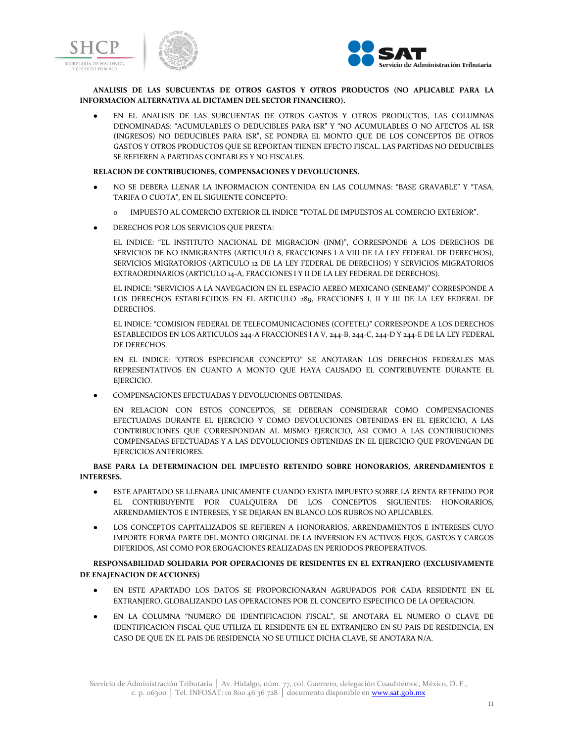**ANALISIS DE LAS SUBCUENTAS DE OTROS GASTOS Y OTROS PRODUCTOS (NO APLICABLE PARA LA INFORMACION ALTERNATIVA AL DICTAMEN DEL SECTOR FINANCIERO).**

- EN EL ANALISIS DE LAS SUBCUENTAS DE OTROS GASTOS Y OTROS PRODUCTOS, LAS COLUMNAS DENOMINADAS: "ACUMULABLES O DEDUCIBLES PARA ISR" Y "NO ACUMULABLES O NO AFECTOS AL ISR (INGRESOS) NO DEDUCIBLES PARA ISR", SE PONDRA EL MONTO QUE DE LOS CONCEPTOS DE OTROS GASTOS Y OTROS PRODUCTOS QUE SE REPORTAN TIENEN EFECTO FISCAL. LAS PARTIDAS NO DEDUCIBLES SE REFIEREN A PARTIDAS CONTABLES Y NO FISCALES.

**RELACION DE CONTRIBUCIONES, COMPENSACIONES Y DEVOLUCIONES.**

- NO SE DEBERA LLENAR LA INFORMACION CONTENIDA EN LAS COLUMNAS: "BASE GRAVABLE" Y "TASA, TARIFA O CUOTA", EN EL SIGUIENTE CONCEPTO:
  - IMPUESTO AL COMERCIO EXTERIOR EL INDICE "TOTAL DE IMPUESTOS AL COMERCIO EXTERIOR".
- DERECHOS POR LOS SERVICIOS QUE PRESTA:

  EL INDICE: "EL INSTITUTO NACIONAL DE MIGRACION (INM)", CORRESPONDE A LOS DERECHOS DE SERVICIOS DE NO INMIGRANTES (ARTICULO 8, FRACCIONES I A VIII DE LA LEY FEDERAL DE DERECHOS), SERVICIOS MIGRATORIOS (ARTICULO 12 DE LA LEY FEDERAL DE DERECHOS) Y SERVICIOS MIGRATORIOS EXTRAORDINARIOS (ARTICULO 14-A, FRACCIONES I Y II DE LA LEY FEDERAL DE DERECHOS).

  EL INDICE: "SERVICIOS A LA NAVEGACION EN EL ESPACIO AEREO MEXICANO (SENEAM)" CORRESPONDE A LOS DERECHOS ESTABLECIDOS EN EL ARTICULO 289, FRACCIONES I, II Y III DE LA LEY FEDERAL DE DERECHOS.

  EL INDICE: "COMISION FEDERAL DE TELECOMUNICACIONES (COFETEL)" CORRESPONDE A LOS DERECHOS ESTABLECIDOS EN LOS ARTICULOS 244-A FRACCIONES I A V, 244-B, 244-C, 244-D Y 244-E DE LA LEY FEDERAL DE DERECHOS.

  EN EL INDICE: "OTROS ESPECIFICAR CONCEPTO" SE ANOTARAN LOS DERECHOS FEDERALES MAS REPRESENTATIVOS EN CUANTO A MONTO QUE HAYA CAUSADO EL CONTRIBUYENTE DURANTE EL EJERCICIO.

- COMPENSACIONES EFECTUADAS Y DEVOLUCIONES OBTENIDAS.

  EN RELACION CON ESTOS CONCEPTOS, SE DEBERAN CONSIDERAR COMO COMPENSACIONES EFECTUADAS DURANTE EL EJERCICIO Y COMO DEVOLUCIONES OBTENIDAS EN EL EJERCICIO, A LAS CONTRIBUCIONES QUE CORRESPONDAN AL MISMO EJERCICIO, ASI COMO A LAS CONTRIBUCIONES COMPENSADAS EFECTUADAS Y A LAS DEVOLUCIONES OBTENIDAS EN EL EJERCICIO QUE PROVENGAN DE EJERCICIOS ANTERIORES.

**BASE PARA LA DETERMINACION DEL IMPUESTO RETENIDO SOBRE HONORARIOS, ARRENDAMIENTOS E INTERESES.**

- ESTE APARTADO SE LLENARA UNICAMENTE CUANDO EXISTA IMPUESTO SOBRE LA RENTA RETENIDO POR EL CONTRIBUYENTE POR CUALQUIERA DE LOS CONCEPTOS SIGUIENTES: HONORARIOS, ARRENDAMIENTOS E INTERESES, Y SE DEJARAN EN BLANCO LOS RUBROS NO APLICABLES.
- LOS CONCEPTOS CAPITALIZADOS SE REFIEREN A HONORARIOS, ARRENDAMIENTOS E INTERESES CUYO IMPORTE FORMA PARTE DEL MONTO ORIGINAL DE LA INVERSION EN ACTIVOS FIJOS, GASTOS Y CARGOS DIFERIDOS, ASI COMO POR EROGACIONES REALIZADAS EN PERIODOS PREOPERATIVOS.

**RESPONSABILIDAD SOLIDARIA POR OPERACIONES DE RESIDENTES EN EL EXTRANJERO (EXCLUSIVAMENTE DE ENAJENACION DE ACCIONES)**

- EN ESTE APARTADO LOS DATOS SE PROPORCIONARAN AGRUPADOS POR CADA RESIDENTE EN EL EXTRANJERO, GLOBALIZANDO LAS OPERACIONES POR EL CONCEPTO ESPECIFICO DE LA OPERACION.
- EN LA COLUMNA "NUMERO DE IDENTIFICACION FISCAL", SE ANOTARA EL NUMERO O CLAVE DE IDENTIFICACION FISCAL QUE UTILIZA EL RESIDENTE EN EL EXTRANJERO EN SU PAIS DE RESIDENCIA, EN CASO DE QUE EN EL PAIS DE RESIDENCIA NO SE UTILICE DICHA CLAVE, SE ANOTARA N/A.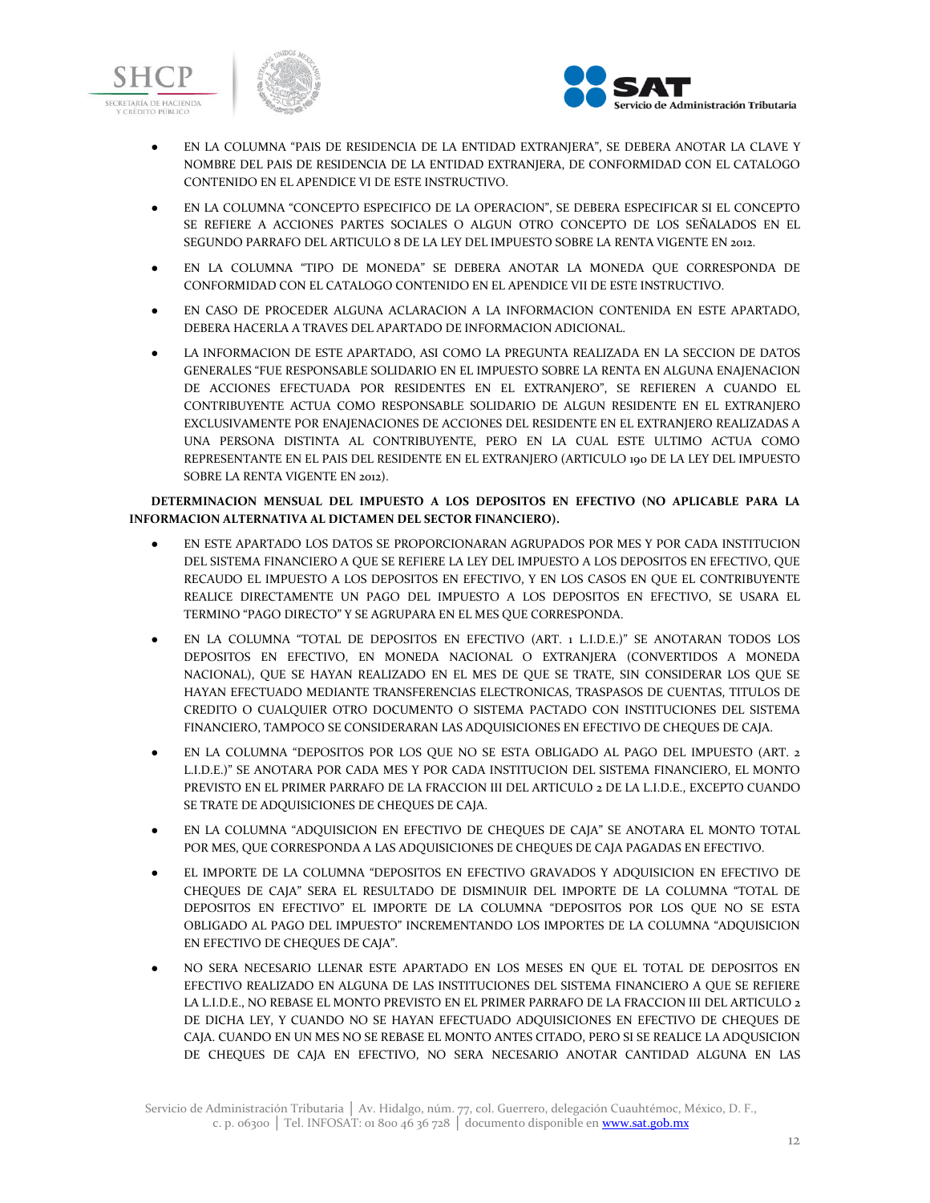- EN LA COLUMNA "PAIS DE RESIDENCIA DE LA ENTIDAD EXTRANJERA", SE DEBERA ANOTAR LA CLAVE Y NOMBRE DEL PAIS DE RESIDENCIA DE LA ENTIDAD EXTRANJERA, DE CONFORMIDAD CON EL CATALOGO CONTENIDO EN EL APENDICE VI DE ESTE INSTRUCTIVO.
- EN LA COLUMNA "CONCEPTO ESPECIFICO DE LA OPERACION", SE DEBERA ESPECIFICAR SI EL CONCEPTO SE REFIERE A ACCIONES PARTES SOCIALES O ALGUN OTRO CONCEPTO DE LOS SEÑALADOS EN EL SEGUNDO PARRAFO DEL ARTICULO 8 DE LA LEY DEL IMPUESTO SOBRE LA RENTA VIGENTE EN 2012.
- EN LA COLUMNA "TIPO DE MONEDA" SE DEBERA ANOTAR LA MONEDA QUE CORRESPONDA DE CONFORMIDAD CON EL CATALOGO CONTENIDO EN EL APENDICE VII DE ESTE INSTRUCTIVO.
- EN CASO DE PROCEDER ALGUNA ACLARACION A LA INFORMACION CONTENIDA EN ESTE APARTADO, DEBERA HACERLA A TRAVES DEL APARTADO DE INFORMACION ADICIONAL.
- LA INFORMACION DE ESTE APARTADO, ASI COMO LA PREGUNTA REALIZADA EN LA SECCION DE DATOS GENERALES "FUE RESPONSABLE SOLIDARIO EN EL IMPUESTO SOBRE LA RENTA EN ALGUNA ENAJENACION DE ACCIONES EFECTUADA POR RESIDENTES EN EL EXTRANJERO", SE REFIEREN A CUANDO EL CONTRIBUYENTE ACTUA COMO RESPONSABLE SOLIDARIO DE ALGUN RESIDENTE EN EL EXTRANJERO EXCLUSIVAMENTE POR ENAJENACIONES DE ACCIONES DEL RESIDENTE EN EL EXTRANJERO REALIZADAS A UNA PERSONA DISTINTA AL CONTRIBUYENTE, PERO EN LA CUAL ESTE ULTIMO ACTUA COMO REPRESENTANTE EN EL PAIS DEL RESIDENTE EN EL EXTRANJERO (ARTICULO 190 DE LA LEY DEL IMPUESTO SOBRE LA RENTA VIGENTE EN 2012).

**DETERMINACION MENSUAL DEL IMPUESTO A LOS DEPOSITOS EN EFECTIVO (NO APLICABLE PARA LA INFORMACION ALTERNATIVA AL DICTAMEN DEL SECTOR FINANCIERO).**

- EN ESTE APARTADO LOS DATOS SE PROPORCIONARAN AGRUPADOS POR MES Y POR CADA INSTITUCION DEL SISTEMA FINANCIERO A QUE SE REFIERE LA LEY DEL IMPUESTO A LOS DEPOSITOS EN EFECTIVO, QUE RECAUDO EL IMPUESTO A LOS DEPOSITOS EN EFECTIVO, Y EN LOS CASOS EN QUE EL CONTRIBUYENTE REALICE DIRECTAMENTE UN PAGO DEL IMPUESTO A LOS DEPOSITOS EN EFECTIVO, SE USARA EL TERMINO "PAGO DIRECTO" Y SE AGRUPARA EN EL MES QUE CORRESPONDA.
- EN LA COLUMNA "TOTAL DE DEPOSITOS EN EFECTIVO (ART. 1 L.I.D.E.)" SE ANOTARAN TODOS LOS DEPOSITOS EN EFECTIVO, EN MONEDA NACIONAL O EXTRANJERA (CONVERTIDOS A MONEDA NACIONAL), QUE SE HAYAN REALIZADO EN EL MES DE QUE SE TRATE, SIN CONSIDERAR LOS QUE SE HAYAN EFECTUADO MEDIANTE TRANSFERENCIAS ELECTRONICAS, TRASPASOS DE CUENTAS, TITULOS DE CREDITO O CUALQUIER OTRO DOCUMENTO O SISTEMA PACTADO CON INSTITUCIONES DEL SISTEMA FINANCIERO, TAMPOCO SE CONSIDERARAN LAS ADQUISICIONES EN EFECTIVO DE CHEQUES DE CAJA.
- EN LA COLUMNA "DEPOSITOS POR LOS QUE NO SE ESTA OBLIGADO AL PAGO DEL IMPUESTO (ART. 2 L.I.D.E.)" SE ANOTARA POR CADA MES Y POR CADA INSTITUCION DEL SISTEMA FINANCIERO, EL MONTO PREVISTO EN EL PRIMER PARRAFO DE LA FRACCION III DEL ARTICULO 2 DE LA L.I.D.E., EXCEPTO CUANDO SE TRATE DE ADQUISICIONES DE CHEQUES DE CAJA.
- EN LA COLUMNA "ADQUISICION EN EFECTIVO DE CHEQUES DE CAJA" SE ANOTARA EL MONTO TOTAL POR MES, QUE CORRESPONDA A LAS ADQUISICIONES DE CHEQUES DE CAJA PAGADAS EN EFECTIVO.
- EL IMPORTE DE LA COLUMNA "DEPOSITOS EN EFECTIVO GRAVADOS Y ADQUISICION EN EFECTIVO DE CHEQUES DE CAJA" SERA EL RESULTADO DE DISMINUIR DEL IMPORTE DE LA COLUMNA "TOTAL DE DEPOSITOS EN EFECTIVO" EL IMPORTE DE LA COLUMNA "DEPOSITOS POR LOS QUE NO SE ESTA OBLIGADO AL PAGO DEL IMPUESTO" INCREMENTANDO LOS IMPORTES DE LA COLUMNA "ADQUISICION EN EFECTIVO DE CHEQUES DE CAJA".
- NO SERA NECESARIO LLENAR ESTE APARTADO EN LOS MESES EN QUE EL TOTAL DE DEPOSITOS EN EFECTIVO REALIZADO EN ALGUNA DE LAS INSTITUCIONES DEL SISTEMA FINANCIERO A QUE SE REFIERE LA L.I.D.E., NO REBASE EL MONTO PREVISTO EN EL PRIMER PARRAFO DE LA FRACCION III DEL ARTICULO 2 DE DICHA LEY, Y CUANDO NO SE HAYAN EFECTUADO ADQUISICIONES EN EFECTIVO DE CHEQUES DE CAJA. CUANDO EN UN MES NO SE REBASE EL MONTO ANTES CITADO, PERO SI SE REALICE LA ADQUSICION DE CHEQUES DE CAJA EN EFECTIVO, NO SERA NECESARIO ANOTAR CANTIDAD ALGUNA EN LAS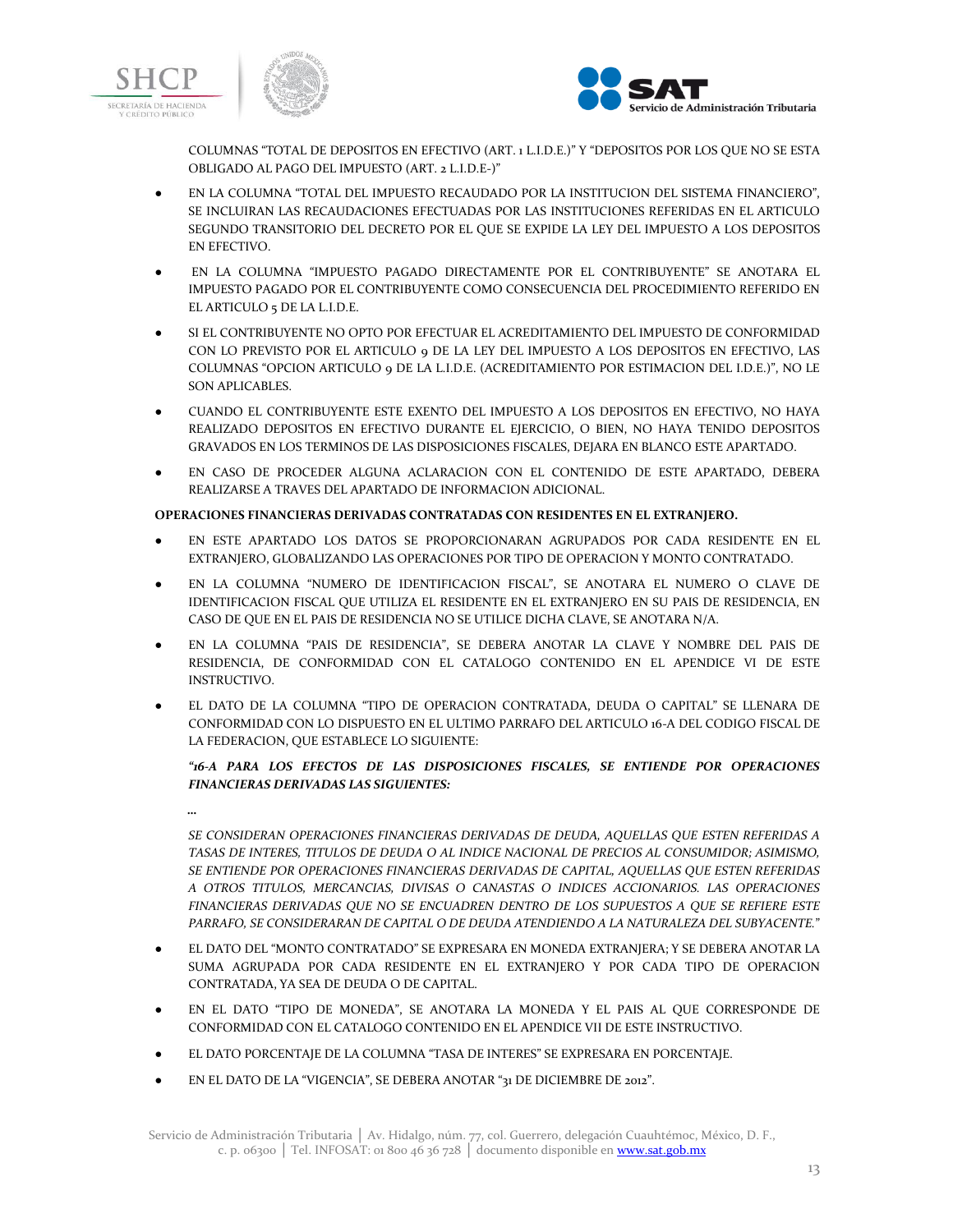COLUMNAS "TOTAL DE DEPOSITOS EN EFECTIVO (ART. 1 L.I.D.E.)" Y "DEPOSITOS POR LOS QUE NO SE ESTA OBLIGADO AL PAGO DEL IMPUESTO (ART. 2 L.I.D.E-)"

- EN LA COLUMNA "TOTAL DEL IMPUESTO RECAUDADO POR LA INSTITUCION DEL SISTEMA FINANCIERO", SE INCLUIRAN LAS RECAUDACIONES EFECTUADAS POR LAS INSTITUCIONES REFERIDAS EN EL ARTICULO SEGUNDO TRANSITORIO DEL DECRETO POR EL QUE SE EXPIDE LA LEY DEL IMPUESTO A LOS DEPOSITOS EN EFECTIVO.
- EN LA COLUMNA "IMPUESTO PAGADO DIRECTAMENTE POR EL CONTRIBUYENTE" SE ANOTARA EL IMPUESTO PAGADO POR EL CONTRIBUYENTE COMO CONSECUENCIA DEL PROCEDIMIENTO REFERIDO EN EL ARTICULO 5 DE LA L.I.D.E.
- SI EL CONTRIBUYENTE NO OPTO POR EFECTUAR EL ACREDITAMIENTO DEL IMPUESTO DE CONFORMIDAD CON LO PREVISTO POR EL ARTICULO 9 DE LA LEY DEL IMPUESTO A LOS DEPOSITOS EN EFECTIVO, LAS COLUMNAS "OPCION ARTICULO 9 DE LA L.I.D.E. (ACREDITAMIENTO POR ESTIMACION DEL I.D.E.)", NO LE SON APLICABLES.
- CUANDO EL CONTRIBUYENTE ESTE EXENTO DEL IMPUESTO A LOS DEPOSITOS EN EFECTIVO, NO HAYA REALIZADO DEPOSITOS EN EFECTIVO DURANTE EL EJERCICIO, O BIEN, NO HAYA TENIDO DEPOSITOS GRAVADOS EN LOS TERMINOS DE LAS DISPOSICIONES FISCALES, DEJARA EN BLANCO ESTE APARTADO.
- EN CASO DE PROCEDER ALGUNA ACLARACION CON EL CONTENIDO DE ESTE APARTADO, DEBERA REALIZARSE A TRAVES DEL APARTADO DE INFORMACION ADICIONAL.

**OPERACIONES FINANCIERAS DERIVADAS CONTRATADAS CON RESIDENTES EN EL EXTRANJERO.**

- EN ESTE APARTADO LOS DATOS SE PROPORCIONARAN AGRUPADOS POR CADA RESIDENTE EN EL EXTRANJERO, GLOBALIZANDO LAS OPERACIONES POR TIPO DE OPERACION Y MONTO CONTRATADO.
- EN LA COLUMNA "NUMERO DE IDENTIFICACION FISCAL", SE ANOTARA EL NUMERO O CLAVE DE IDENTIFICACION FISCAL QUE UTILIZA EL RESIDENTE EN EL EXTRANJERO EN SU PAIS DE RESIDENCIA, EN CASO DE QUE EN EL PAIS DE RESIDENCIA NO SE UTILICE DICHA CLAVE, SE ANOTARA N/A.
- EN LA COLUMNA "PAIS DE RESIDENCIA", SE DEBERA ANOTAR LA CLAVE Y NOMBRE DEL PAIS DE RESIDENCIA, DE CONFORMIDAD CON EL CATALOGO CONTENIDO EN EL APENDICE VI DE ESTE INSTRUCTIVO.
- EL DATO DE LA COLUMNA "TIPO DE OPERACION CONTRATADA, DEUDA O CAPITAL" SE LLENARA DE CONFORMIDAD CON LO DISPUESTO EN EL ULTIMO PARRAFO DEL ARTICULO 16-A DEL CODIGO FISCAL DE LA FEDERACION, QUE ESTABLECE LO SIGUIENTE:

  ***"16-A PARA LOS EFECTOS DE LAS DISPOSICIONES FISCALES, SE ENTIENDE POR OPERACIONES FINANCIERAS DERIVADAS LAS SIGUIENTES:***

  ***...***

  *SE CONSIDERAN OPERACIONES FINANCIERAS DERIVADAS DE DEUDA, AQUELLAS QUE ESTEN REFERIDAS A TASAS DE INTERES, TITULOS DE DEUDA O AL INDICE NACIONAL DE PRECIOS AL CONSUMIDOR; ASIMISMO, SE ENTIENDE POR OPERACIONES FINANCIERAS DERIVADAS DE CAPITAL, AQUELLAS QUE ESTEN REFERIDAS A OTROS TITULOS, MERCANCIAS, DIVISAS O CANASTAS O INDICES ACCIONARIOS. LAS OPERACIONES FINANCIERAS DERIVADAS QUE NO SE ENCUADREN DENTRO DE LOS SUPUESTOS A QUE SE REFIERE ESTE PARRAFO, SE CONSIDERARAN DE CAPITAL O DE DEUDA ATENDIENDO A LA NATURALEZA DEL SUBYACENTE."*

- EL DATO DEL "MONTO CONTRATADO" SE EXPRESARA EN MONEDA EXTRANJERA; Y SE DEBERA ANOTAR LA SUMA AGRUPADA POR CADA RESIDENTE EN EL EXTRANJERO Y POR CADA TIPO DE OPERACION CONTRATADA, YA SEA DE DEUDA O DE CAPITAL.
- EN EL DATO "TIPO DE MONEDA", SE ANOTARA LA MONEDA Y EL PAIS AL QUE CORRESPONDE DE CONFORMIDAD CON EL CATALOGO CONTENIDO EN EL APENDICE VII DE ESTE INSTRUCTIVO.
- EL DATO PORCENTAJE DE LA COLUMNA "TASA DE INTERES" SE EXPRESARA EN PORCENTAJE.
- EN EL DATO DE LA "VIGENCIA", SE DEBERA ANOTAR "31 DE DICIEMBRE DE 2012".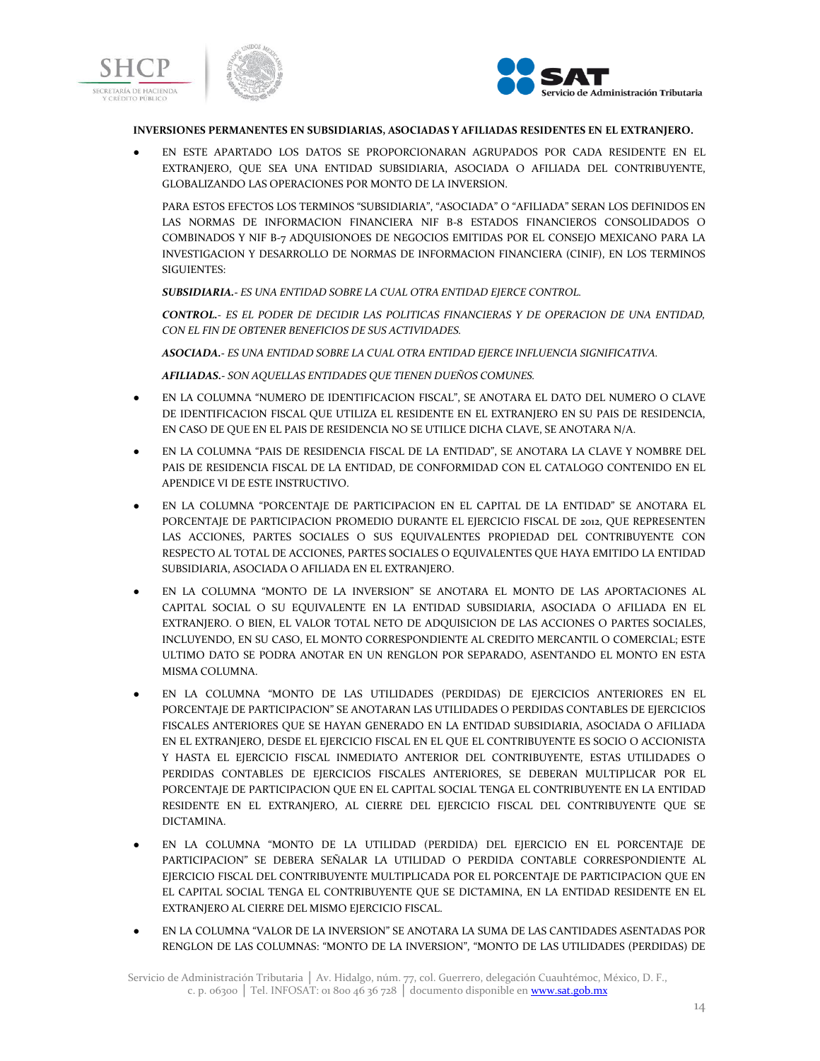**INVERSIONES PERMANENTES EN SUBSIDIARIAS, ASOCIADAS Y AFILIADAS RESIDENTES EN EL EXTRANJERO.**

- EN ESTE APARTADO LOS DATOS SE PROPORCIONARAN AGRUPADOS POR CADA RESIDENTE EN EL EXTRANJERO, QUE SEA UNA ENTIDAD SUBSIDIARIA, ASOCIADA O AFILIADA DEL CONTRIBUYENTE, GLOBALIZANDO LAS OPERACIONES POR MONTO DE LA INVERSION.

  PARA ESTOS EFECTOS LOS TERMINOS "SUBSIDIARIA", "ASOCIADA" O "AFILIADA" SERAN LOS DEFINIDOS EN LAS NORMAS DE INFORMACION FINANCIERA NIF B-8 ESTADOS FINANCIEROS CONSOLIDADOS O COMBINADOS Y NIF B-7 ADQUISIONOES DE NEGOCIOS EMITIDAS POR EL CONSEJO MEXICANO PARA LA INVESTIGACION Y DESARROLLO DE NORMAS DE INFORMACION FINANCIERA (CINIF), EN LOS TERMINOS SIGUIENTES:

  ***SUBSIDIARIA.***- *ES UNA ENTIDAD SOBRE LA CUAL OTRA ENTIDAD EJERCE CONTROL.*

  ***CONTROL.***- *ES EL PODER DE DECIDIR LAS POLITICAS FINANCIERAS Y DE OPERACION DE UNA ENTIDAD, CON EL FIN DE OBTENER BENEFICIOS DE SUS ACTIVIDADES.*

  ***ASOCIADA.***- *ES UNA ENTIDAD SOBRE LA CUAL OTRA ENTIDAD EJERCE INFLUENCIA SIGNIFICATIVA.*

  ***AFILIADAS.***- *SON AQUELLAS ENTIDADES QUE TIENEN DUEÑOS COMUNES.*

- EN LA COLUMNA "NUMERO DE IDENTIFICACION FISCAL", SE ANOTARA EL DATO DEL NUMERO O CLAVE DE IDENTIFICACION FISCAL QUE UTILIZA EL RESIDENTE EN EL EXTRANJERO EN SU PAIS DE RESIDENCIA, EN CASO DE QUE EN EL PAIS DE RESIDENCIA NO SE UTILICE DICHA CLAVE, SE ANOTARA N/A.

- EN LA COLUMNA "PAIS DE RESIDENCIA FISCAL DE LA ENTIDAD", SE ANOTARA LA CLAVE Y NOMBRE DEL PAIS DE RESIDENCIA FISCAL DE LA ENTIDAD, DE CONFORMIDAD CON EL CATALOGO CONTENIDO EN EL APENDICE VI DE ESTE INSTRUCTIVO.

- EN LA COLUMNA "PORCENTAJE DE PARTICIPACION EN EL CAPITAL DE LA ENTIDAD" SE ANOTARA EL PORCENTAJE DE PARTICIPACION PROMEDIO DURANTE EL EJERCICIO FISCAL DE 2012, QUE REPRESENTEN LAS ACCIONES, PARTES SOCIALES O SUS EQUIVALENTES PROPIEDAD DEL CONTRIBUYENTE CON RESPECTO AL TOTAL DE ACCIONES, PARTES SOCIALES O EQUIVALENTES QUE HAYA EMITIDO LA ENTIDAD SUBSIDIARIA, ASOCIADA O AFILIADA EN EL EXTRANJERO.

- EN LA COLUMNA "MONTO DE LA INVERSION" SE ANOTARA EL MONTO DE LAS APORTACIONES AL CAPITAL SOCIAL O SU EQUIVALENTE EN LA ENTIDAD SUBSIDIARIA, ASOCIADA O AFILIADA EN EL EXTRANJERO. O BIEN, EL VALOR TOTAL NETO DE ADQUISICION DE LAS ACCIONES O PARTES SOCIALES, INCLUYENDO, EN SU CASO, EL MONTO CORRESPONDIENTE AL CREDITO MERCANTIL O COMERCIAL; ESTE ULTIMO DATO SE PODRA ANOTAR EN UN RENGLON POR SEPARADO, ASENTANDO EL MONTO EN ESTA MISMA COLUMNA.

- EN LA COLUMNA "MONTO DE LAS UTILIDADES (PERDIDAS) DE EJERCICIOS ANTERIORES EN EL PORCENTAJE DE PARTICIPACION" SE ANOTARAN LAS UTILIDADES O PERDIDAS CONTABLES DE EJERCICIOS FISCALES ANTERIORES QUE SE HAYAN GENERADO EN LA ENTIDAD SUBSIDIARIA, ASOCIADA O AFILIADA EN EL EXTRANJERO, DESDE EL EJERCICIO FISCAL EN EL QUE EL CONTRIBUYENTE ES SOCIO O ACCIONISTA Y HASTA EL EJERCICIO FISCAL INMEDIATO ANTERIOR DEL CONTRIBUYENTE, ESTAS UTILIDADES O PERDIDAS CONTABLES DE EJERCICIOS FISCALES ANTERIORES, SE DEBERAN MULTIPLICAR POR EL PORCENTAJE DE PARTICIPACION QUE EN EL CAPITAL SOCIAL TENGA EL CONTRIBUYENTE EN LA ENTIDAD RESIDENTE EN EL EXTRANJERO, AL CIERRE DEL EJERCICIO FISCAL DEL CONTRIBUYENTE QUE SE DICTAMINA.

- EN LA COLUMNA "MONTO DE LA UTILIDAD (PERDIDA) DEL EJERCICIO EN EL PORCENTAJE DE PARTICIPACION" SE DEBERA SEÑALAR LA UTILIDAD O PERDIDA CONTABLE CORRESPONDIENTE AL EJERCICIO FISCAL DEL CONTRIBUYENTE MULTIPLICADA POR EL PORCENTAJE DE PARTICIPACION QUE EN EL CAPITAL SOCIAL TENGA EL CONTRIBUYENTE QUE SE DICTAMINA, EN LA ENTIDAD RESIDENTE EN EL EXTRANJERO AL CIERRE DEL MISMO EJERCICIO FISCAL.

- EN LA COLUMNA "VALOR DE LA INVERSION" SE ANOTARA LA SUMA DE LAS CANTIDADES ASENTADAS POR RENGLON DE LAS COLUMNAS: "MONTO DE LA INVERSION", "MONTO DE LAS UTILIDADES (PERDIDAS) DE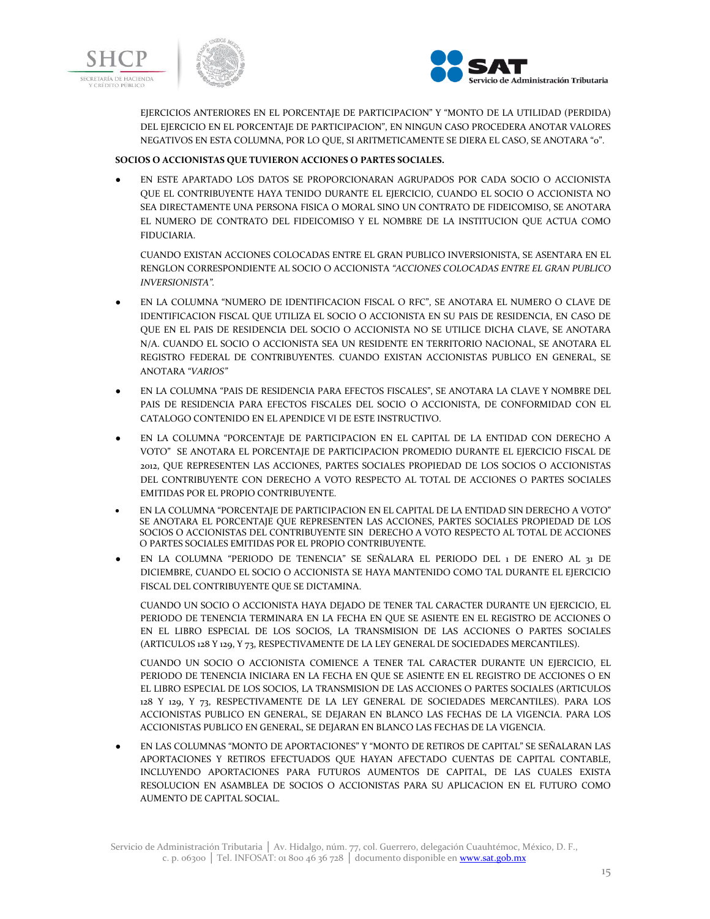EJERCICIOS ANTERIORES EN EL PORCENTAJE DE PARTICIPACION" Y "MONTO DE LA UTILIDAD (PERDIDA) DEL EJERCICIO EN EL PORCENTAJE DE PARTICIPACION", EN NINGUN CASO PROCEDERA ANOTAR VALORES NEGATIVOS EN ESTA COLUMNA, POR LO QUE, SI ARITMETICAMENTE SE DIERA EL CASO, SE ANOTARA "0".

**SOCIOS O ACCIONISTAS QUE TUVIERON ACCIONES O PARTES SOCIALES.**

- EN ESTE APARTADO LOS DATOS SE PROPORCIONARAN AGRUPADOS POR CADA SOCIO O ACCIONISTA QUE EL CONTRIBUYENTE HAYA TENIDO DURANTE EL EJERCICIO, CUANDO EL SOCIO O ACCIONISTA NO SEA DIRECTAMENTE UNA PERSONA FISICA O MORAL SINO UN CONTRATO DE FIDEICOMISO, SE ANOTARA EL NUMERO DE CONTRATO DEL FIDEICOMISO Y EL NOMBRE DE LA INSTITUCION QUE ACTUA COMO FIDUCIARIA.

  CUANDO EXISTAN ACCIONES COLOCADAS ENTRE EL GRAN PUBLICO INVERSIONISTA, SE ASENTARA EN EL RENGLON CORRESPONDIENTE AL SOCIO O ACCIONISTA *"ACCIONES COLOCADAS ENTRE EL GRAN PUBLICO INVERSIONISTA"*.

- EN LA COLUMNA "NUMERO DE IDENTIFICACION FISCAL O RFC", SE ANOTARA EL NUMERO O CLAVE DE IDENTIFICACION FISCAL QUE UTILIZA EL SOCIO O ACCIONISTA EN SU PAIS DE RESIDENCIA, EN CASO DE QUE EN EL PAIS DE RESIDENCIA DEL SOCIO O ACCIONISTA NO SE UTILICE DICHA CLAVE, SE ANOTARA N/A. CUANDO EL SOCIO O ACCIONISTA SEA UN RESIDENTE EN TERRITORIO NACIONAL, SE ANOTARA EL REGISTRO FEDERAL DE CONTRIBUYENTES. CUANDO EXISTAN ACCIONISTAS PUBLICO EN GENERAL, SE ANOTARA *"VARIOS"*

- EN LA COLUMNA "PAIS DE RESIDENCIA PARA EFECTOS FISCALES", SE ANOTARA LA CLAVE Y NOMBRE DEL PAIS DE RESIDENCIA PARA EFECTOS FISCALES DEL SOCIO O ACCIONISTA, DE CONFORMIDAD CON EL CATALOGO CONTENIDO EN EL APENDICE VI DE ESTE INSTRUCTIVO.

- EN LA COLUMNA "PORCENTAJE DE PARTICIPACION EN EL CAPITAL DE LA ENTIDAD CON DERECHO A VOTO" SE ANOTARA EL PORCENTAJE DE PARTICIPACION PROMEDIO DURANTE EL EJERCICIO FISCAL DE 2012, QUE REPRESENTEN LAS ACCIONES, PARTES SOCIALES PROPIEDAD DE LOS SOCIOS O ACCIONISTAS DEL CONTRIBUYENTE CON DERECHO A VOTO RESPECTO AL TOTAL DE ACCIONES O PARTES SOCIALES EMITIDAS POR EL PROPIO CONTRIBUYENTE.

- EN LA COLUMNA "PORCENTAJE DE PARTICIPACION EN EL CAPITAL DE LA ENTIDAD SIN DERECHO A VOTO" SE ANOTARA EL PORCENTAJE QUE REPRESENTEN LAS ACCIONES, PARTES SOCIALES PROPIEDAD DE LOS SOCIOS O ACCIONISTAS DEL CONTRIBUYENTE SIN DERECHO A VOTO RESPECTO AL TOTAL DE ACCIONES O PARTES SOCIALES EMITIDAS POR EL PROPIO CONTRIBUYENTE.

- EN LA COLUMNA "PERIODO DE TENENCIA" SE SEÑALARA EL PERIODO DEL 1 DE ENERO AL 31 DE DICIEMBRE, CUANDO EL SOCIO O ACCIONISTA SE HAYA MANTENIDO COMO TAL DURANTE EL EJERCICIO FISCAL DEL CONTRIBUYENTE QUE SE DICTAMINA.

  CUANDO UN SOCIO O ACCIONISTA HAYA DEJADO DE TENER TAL CARACTER DURANTE UN EJERCICIO, EL PERIODO DE TENENCIA TERMINARA EN LA FECHA EN QUE SE ASIENTE EN EL REGISTRO DE ACCIONES O EN EL LIBRO ESPECIAL DE LOS SOCIOS, LA TRANSMISION DE LAS ACCIONES O PARTES SOCIALES (ARTICULOS 128 Y 129, Y 73, RESPECTIVAMENTE DE LA LEY GENERAL DE SOCIEDADES MERCANTILES).

  CUANDO UN SOCIO O ACCIONISTA COMIENCE A TENER TAL CARACTER DURANTE UN EJERCICIO, EL PERIODO DE TENENCIA INICIARA EN LA FECHA EN QUE SE ASIENTE EN EL REGISTRO DE ACCIONES O EN EL LIBRO ESPECIAL DE LOS SOCIOS, LA TRANSMISION DE LAS ACCIONES O PARTES SOCIALES (ARTICULOS 128 Y 129, Y 73, RESPECTIVAMENTE DE LA LEY GENERAL DE SOCIEDADES MERCANTILES). PARA LOS ACCIONISTAS PUBLICO EN GENERAL, SE DEJARAN EN BLANCO LAS FECHAS DE LA VIGENCIA. PARA LOS ACCIONISTAS PUBLICO EN GENERAL, SE DEJARAN EN BLANCO LAS FECHAS DE LA VIGENCIA.

- EN LAS COLUMNAS "MONTO DE APORTACIONES" Y "MONTO DE RETIROS DE CAPITAL" SE SEÑALARAN LAS APORTACIONES Y RETIROS EFECTUADOS QUE HAYAN AFECTADO CUENTAS DE CAPITAL CONTABLE, INCLUYENDO APORTACIONES PARA FUTUROS AUMENTOS DE CAPITAL, DE LAS CUALES EXISTA RESOLUCION EN ASAMBLEA DE SOCIOS O ACCIONISTAS PARA SU APLICACION EN EL FUTURO COMO AUMENTO DE CAPITAL SOCIAL.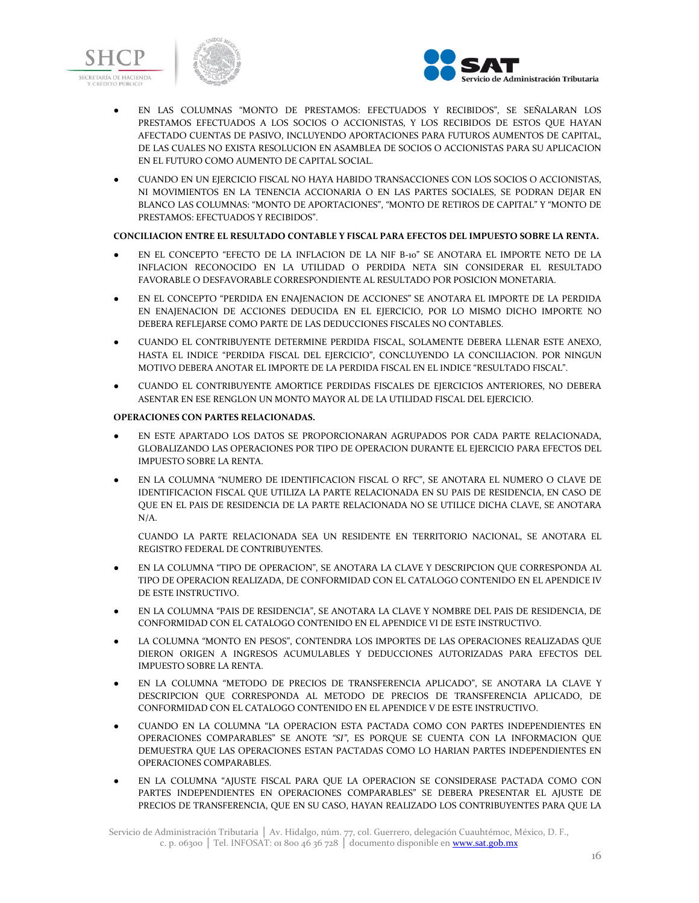- EN LAS COLUMNAS "MONTO DE PRESTAMOS: EFECTUADOS Y RECIBIDOS", SE SEÑALARAN LOS PRESTAMOS EFECTUADOS A LOS SOCIOS O ACCIONISTAS, Y LOS RECIBIDOS DE ESTOS QUE HAYAN AFECTADO CUENTAS DE PASIVO, INCLUYENDO APORTACIONES PARA FUTUROS AUMENTOS DE CAPITAL, DE LAS CUALES NO EXISTA RESOLUCION EN ASAMBLEA DE SOCIOS O ACCIONISTAS PARA SU APLICACION EN EL FUTURO COMO AUMENTO DE CAPITAL SOCIAL.

- CUANDO EN UN EJERCICIO FISCAL NO HAYA HABIDO TRANSACCIONES CON LOS SOCIOS O ACCIONISTAS, NI MOVIMIENTOS EN LA TENENCIA ACCIONARIA O EN LAS PARTES SOCIALES, SE PODRAN DEJAR EN BLANCO LAS COLUMNAS: "MONTO DE APORTACIONES", "MONTO DE RETIROS DE CAPITAL" Y "MONTO DE PRESTAMOS: EFECTUADOS Y RECIBIDOS".

**CONCILIACION ENTRE EL RESULTADO CONTABLE Y FISCAL PARA EFECTOS DEL IMPUESTO SOBRE LA RENTA.**

- EN EL CONCEPTO "EFECTO DE LA INFLACION DE LA NIF B-10" SE ANOTARA EL IMPORTE NETO DE LA INFLACION RECONOCIDO EN LA UTILIDAD O PERDIDA NETA SIN CONSIDERAR EL RESULTADO FAVORABLE O DESFAVORABLE CORRESPONDIENTE AL RESULTADO POR POSICION MONETARIA.

- EN EL CONCEPTO "PERDIDA EN ENAJENACION DE ACCIONES" SE ANOTARA EL IMPORTE DE LA PERDIDA EN ENAJENACION DE ACCIONES DEDUCIDA EN EL EJERCICIO, POR LO MISMO DICHO IMPORTE NO DEBERA REFLEJARSE COMO PARTE DE LAS DEDUCCIONES FISCALES NO CONTABLES.

- CUANDO EL CONTRIBUYENTE DETERMINE PERDIDA FISCAL, SOLAMENTE DEBERA LLENAR ESTE ANEXO, HASTA EL INDICE "PERDIDA FISCAL DEL EJERCICIO", CONCLUYENDO LA CONCILIACION. POR NINGUN MOTIVO DEBERA ANOTAR EL IMPORTE DE LA PERDIDA FISCAL EN EL INDICE "RESULTADO FISCAL".

- CUANDO EL CONTRIBUYENTE AMORTICE PERDIDAS FISCALES DE EJERCICIOS ANTERIORES, NO DEBERA ASENTAR EN ESE RENGLON UN MONTO MAYOR AL DE LA UTILIDAD FISCAL DEL EJERCICIO.

**OPERACIONES CON PARTES RELACIONADAS.**

- EN ESTE APARTADO LOS DATOS SE PROPORCIONARAN AGRUPADOS POR CADA PARTE RELACIONADA, GLOBALIZANDO LAS OPERACIONES POR TIPO DE OPERACION DURANTE EL EJERCICIO PARA EFECTOS DEL IMPUESTO SOBRE LA RENTA.

- EN LA COLUMNA "NUMERO DE IDENTIFICACION FISCAL O RFC", SE ANOTARA EL NUMERO O CLAVE DE IDENTIFICACION FISCAL QUE UTILIZA LA PARTE RELACIONADA EN SU PAIS DE RESIDENCIA, EN CASO DE QUE EN EL PAIS DE RESIDENCIA DE LA PARTE RELACIONADA NO SE UTILICE DICHA CLAVE, SE ANOTARA N/A.

  CUANDO LA PARTE RELACIONADA SEA UN RESIDENTE EN TERRITORIO NACIONAL, SE ANOTARA EL REGISTRO FEDERAL DE CONTRIBUYENTES.

- EN LA COLUMNA "TIPO DE OPERACION", SE ANOTARA LA CLAVE Y DESCRIPCION QUE CORRESPONDA AL TIPO DE OPERACION REALIZADA, DE CONFORMIDAD CON EL CATALOGO CONTENIDO EN EL APENDICE IV DE ESTE INSTRUCTIVO.

- EN LA COLUMNA "PAIS DE RESIDENCIA", SE ANOTARA LA CLAVE Y NOMBRE DEL PAIS DE RESIDENCIA, DE CONFORMIDAD CON EL CATALOGO CONTENIDO EN EL APENDICE VI DE ESTE INSTRUCTIVO.

- LA COLUMNA "MONTO EN PESOS", CONTENDRA LOS IMPORTES DE LAS OPERACIONES REALIZADAS QUE DIERON ORIGEN A INGRESOS ACUMULABLES Y DEDUCCIONES AUTORIZADAS PARA EFECTOS DEL IMPUESTO SOBRE LA RENTA.

- EN LA COLUMNA "METODO DE PRECIOS DE TRANSFERENCIA APLICADO", SE ANOTARA LA CLAVE Y DESCRIPCION QUE CORRESPONDA AL METODO DE PRECIOS DE TRANSFERENCIA APLICADO, DE CONFORMIDAD CON EL CATALOGO CONTENIDO EN EL APENDICE V DE ESTE INSTRUCTIVO.

- CUANDO EN LA COLUMNA "LA OPERACION ESTA PACTADA COMO CON PARTES INDEPENDIENTES EN OPERACIONES COMPARABLES" SE ANOTE *"SI"*, ES PORQUE SE CUENTA CON LA INFORMACION QUE DEMUESTRA QUE LAS OPERACIONES ESTAN PACTADAS COMO LO HARIAN PARTES INDEPENDIENTES EN OPERACIONES COMPARABLES.

- EN LA COLUMNA "AJUSTE FISCAL PARA QUE LA OPERACION SE CONSIDERASE PACTADA COMO CON PARTES INDEPENDIENTES EN OPERACIONES COMPARABLES" SE DEBERA PRESENTAR EL AJUSTE DE PRECIOS DE TRANSFERENCIA, QUE EN SU CASO, HAYAN REALIZADO LOS CONTRIBUYENTES PARA QUE LA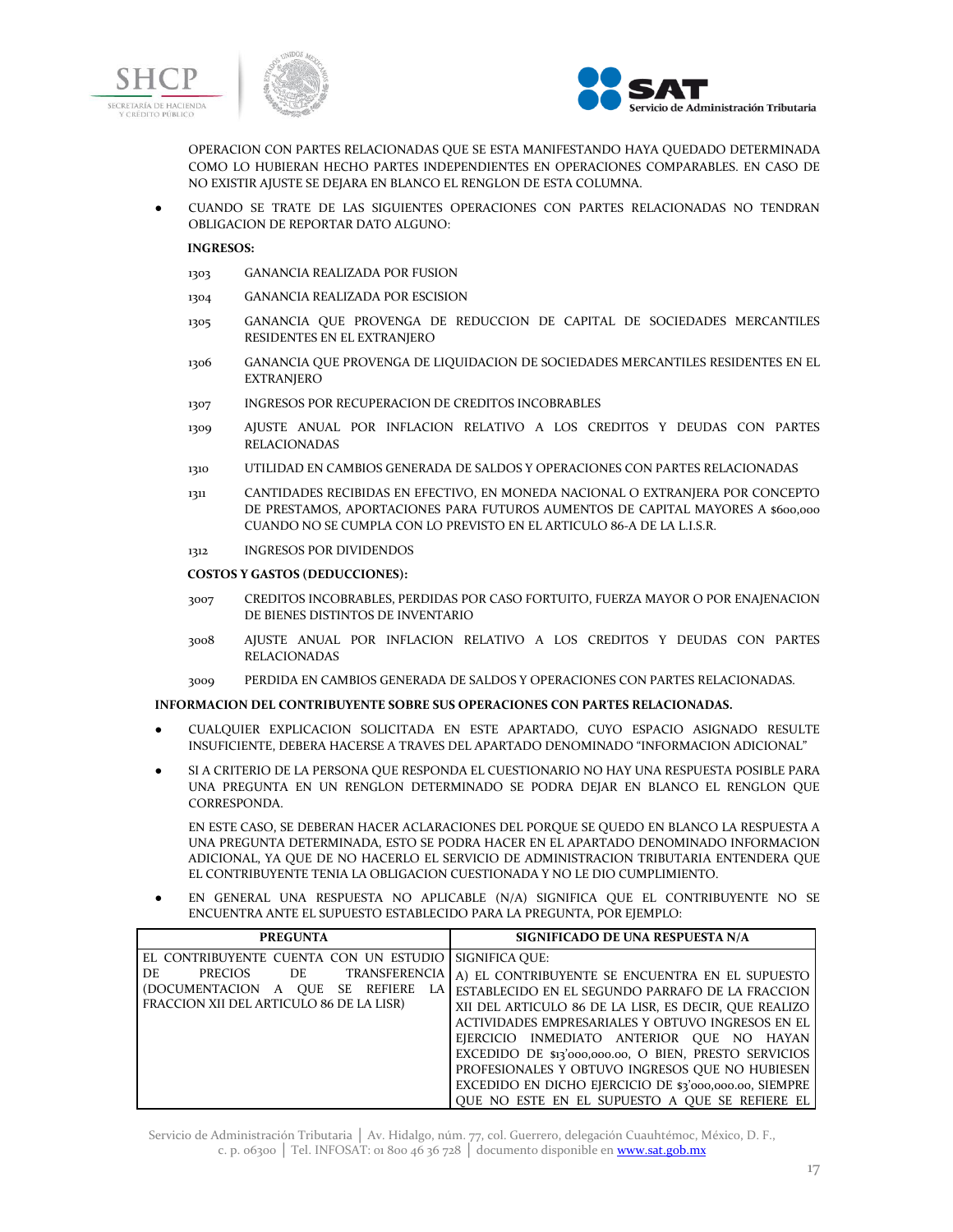OPERACION CON PARTES RELACIONADAS QUE SE ESTA MANIFESTANDO HAYA QUEDADO DETERMINADA COMO LO HUBIERAN HECHO PARTES INDEPENDIENTES EN OPERACIONES COMPARABLES. EN CASO DE NO EXISTIR AJUSTE SE DEJARA EN BLANCO EL RENGLON DE ESTA COLUMNA.

- CUANDO SE TRATE DE LAS SIGUIENTES OPERACIONES CON PARTES RELACIONADAS NO TENDRAN OBLIGACION DE REPORTAR DATO ALGUNO:

**INGRESOS:**

1303 GANANCIA REALIZADA POR FUSION

1304 GANANCIA REALIZADA POR ESCISION

1305 GANANCIA QUE PROVENGA DE REDUCCION DE CAPITAL DE SOCIEDADES MERCANTILES RESIDENTES EN EL EXTRANJERO

1306 GANANCIA QUE PROVENGA DE LIQUIDACION DE SOCIEDADES MERCANTILES RESIDENTES EN EL EXTRANJERO

1307 INGRESOS POR RECUPERACION DE CREDITOS INCOBRABLES

1309 AJUSTE ANUAL POR INFLACION RELATIVO A LOS CREDITOS Y DEUDAS CON PARTES RELACIONADAS

1310 UTILIDAD EN CAMBIOS GENERADA DE SALDOS Y OPERACIONES CON PARTES RELACIONADAS

1311 CANTIDADES RECIBIDAS EN EFECTIVO, EN MONEDA NACIONAL O EXTRANJERA POR CONCEPTO DE PRESTAMOS, APORTACIONES PARA FUTUROS AUMENTOS DE CAPITAL MAYORES A $600,000 CUANDO NO SE CUMPLA CON LO PREVISTO EN EL ARTICULO 86-A DE LA L.I.S.R.

1312 INGRESOS POR DIVIDENDOS

**COSTOS Y GASTOS (DEDUCCIONES):**

3007 CREDITOS INCOBRABLES, PERDIDAS POR CASO FORTUITO, FUERZA MAYOR O POR ENAJENACION DE BIENES DISTINTOS DE INVENTARIO

3008 AJUSTE ANUAL POR INFLACION RELATIVO A LOS CREDITOS Y DEUDAS CON PARTES RELACIONADAS

3009 PERDIDA EN CAMBIOS GENERADA DE SALDOS Y OPERACIONES CON PARTES RELACIONADAS.

**INFORMACION DEL CONTRIBUYENTE SOBRE SUS OPERACIONES CON PARTES RELACIONADAS.**

- CUALQUIER EXPLICACION SOLICITADA EN ESTE APARTADO, CUYO ESPACIO ASIGNADO RESULTE INSUFICIENTE, DEBERA HACERSE A TRAVES DEL APARTADO DENOMINADO "INFORMACION ADICIONAL"

- SI A CRITERIO DE LA PERSONA QUE RESPONDA EL CUESTIONARIO NO HAY UNA RESPUESTA POSIBLE PARA UNA PREGUNTA EN UN RENGLON DETERMINADO SE PODRA DEJAR EN BLANCO EL RENGLON QUE CORRESPONDA.

  EN ESTE CASO, SE DEBERAN HACER ACLARACIONES DEL PORQUE SE QUEDO EN BLANCO LA RESPUESTA A UNA PREGUNTA DETERMINADA, ESTO SE PODRA HACER EN EL APARTADO DENOMINADO INFORMACION ADICIONAL, YA QUE DE NO HACERLO EL SERVICIO DE ADMINISTRACION TRIBUTARIA ENTENDERA QUE EL CONTRIBUYENTE TENIA LA OBLIGACION CUESTIONADA Y NO LE DIO CUMPLIMIENTO.

- EN GENERAL UNA RESPUESTA NO APLICABLE (N/A) SIGNIFICA QUE EL CONTRIBUYENTE NO SE ENCUENTRA ANTE EL SUPUESTO ESTABLECIDO PARA LA PREGUNTA, POR EJEMPLO:

| PREGUNTA | SIGNIFICADO DE UNA RESPUESTA N/A |
|---|---|
| EL CONTRIBUYENTE CUENTA CON UN ESTUDIO DE PRECIOS DE TRANSFERENCIA (DOCUMENTACION A QUE SE REFIERE LA FRACCION XII DEL ARTICULO 86 DE LA LISR) | SIGNIFICA QUE:<br>A) EL CONTRIBUYENTE SE ENCUENTRA EN EL SUPUESTO ESTABLECIDO EN EL SEGUNDO PARRAFO DE LA FRACCION XII DEL ARTICULO 86 DE LA LISR, ES DECIR, QUE REALIZO ACTIVIDADES EMPRESARIALES Y OBTUVO INGRESOS EN EL EJERCICIO INMEDIATO ANTERIOR QUE NO HAYAN EXCEDIDO DE $13'000,000.00, O BIEN, PRESTO SERVICIOS PROFESIONALES Y OBTUVO INGRESOS QUE NO HUBIESEN EXCEDIDO EN DICHO EJERCICIO DE $3'000,000.00, SIEMPRE QUE NO ESTE EN EL SUPUESTO A QUE SE REFIERE EL |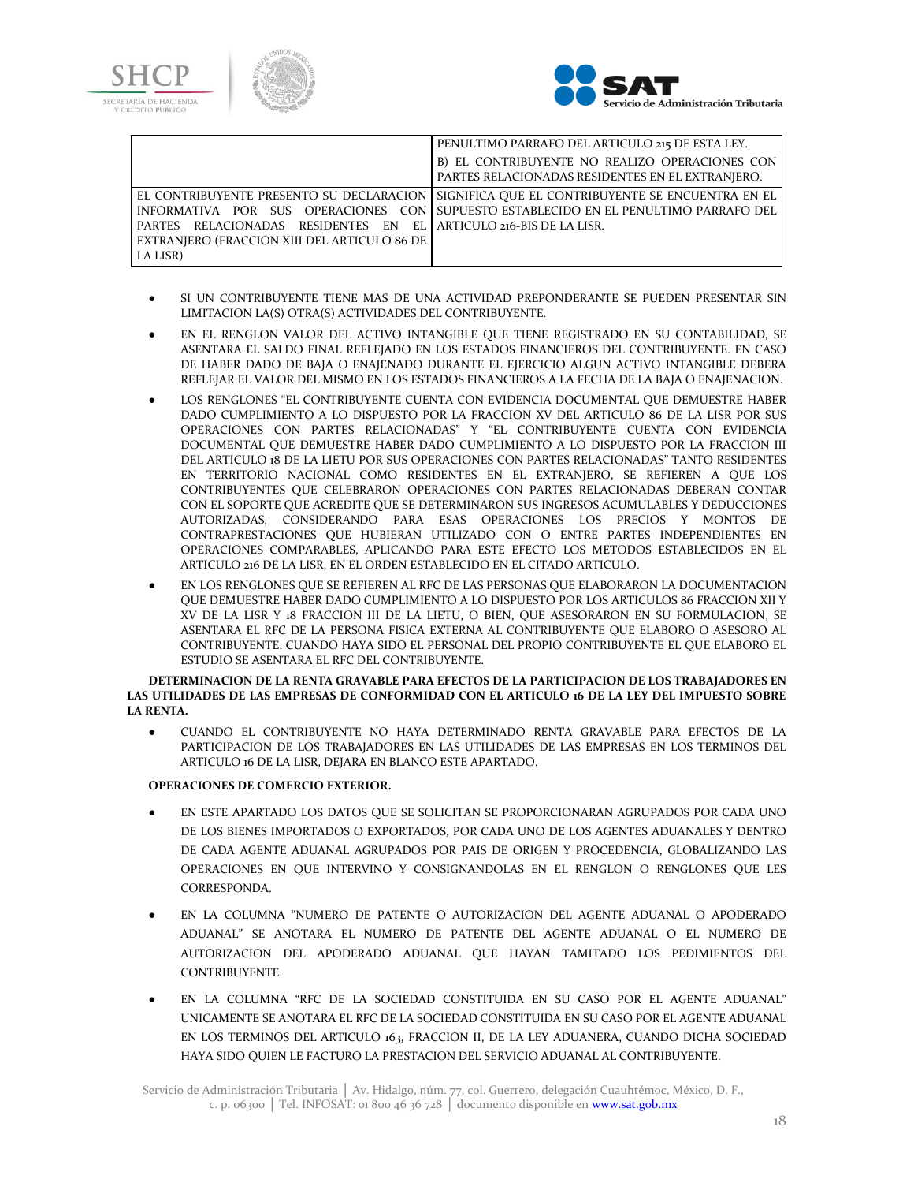| | |
|---|---|
| | PENULTIMO PARRAFO DEL ARTICULO 215 DE ESTA LEY.<br>B) EL CONTRIBUYENTE NO REALIZO OPERACIONES CON PARTES RELACIONADAS RESIDENTES EN EL EXTRANJERO. |
| EL CONTRIBUYENTE PRESENTO SU DECLARACION INFORMATIVA POR SUS OPERACIONES CON PARTES RELACIONADAS RESIDENTES EN EL EXTRANJERO (FRACCION XIII DEL ARTICULO 86 DE LA LISR) | SIGNIFICA QUE EL CONTRIBUYENTE SE ENCUENTRA EN EL SUPUESTO ESTABLECIDO EN EL PENULTIMO PARRAFO DEL ARTICULO 216-BIS DE LA LISR. |

- SI UN CONTRIBUYENTE TIENE MAS DE UNA ACTIVIDAD PREPONDERANTE SE PUEDEN PRESENTAR SIN LIMITACION LA(S) OTRA(S) ACTIVIDADES DEL CONTRIBUYENTE.
- EN EL RENGLON VALOR DEL ACTIVO INTANGIBLE QUE TIENE REGISTRADO EN SU CONTABILIDAD, SE ASENTARA EL SALDO FINAL REFLEJADO EN LOS ESTADOS FINANCIEROS DEL CONTRIBUYENTE. EN CASO DE HABER DADO DE BAJA O ENAJENADO DURANTE EL EJERCICIO ALGUN ACTIVO INTANGIBLE DEBERA REFLEJAR EL VALOR DEL MISMO EN LOS ESTADOS FINANCIEROS A LA FECHA DE LA BAJA O ENAJENACION.
- LOS RENGLONES "EL CONTRIBUYENTE CUENTA CON EVIDENCIA DOCUMENTAL QUE DEMUESTRE HABER DADO CUMPLIMIENTO A LO DISPUESTO POR LA FRACCION XV DEL ARTICULO 86 DE LA LISR POR SUS OPERACIONES CON PARTES RELACIONADAS" Y "EL CONTRIBUYENTE CUENTA CON EVIDENCIA DOCUMENTAL QUE DEMUESTRE HABER DADO CUMPLIMIENTO A LO DISPUESTO POR LA FRACCION III DEL ARTICULO 18 DE LA LIETU POR SUS OPERACIONES CON PARTES RELACIONADAS" TANTO RESIDENTES EN TERRITORIO NACIONAL COMO RESIDENTES EN EL EXTRANJERO, SE REFIEREN A QUE LOS CONTRIBUYENTES QUE CELEBRARON OPERACIONES CON PARTES RELACIONADAS DEBERAN CONTAR CON EL SOPORTE QUE ACREDITE QUE SE DETERMINARON SUS INGRESOS ACUMULABLES Y DEDUCCIONES AUTORIZADAS, CONSIDERANDO PARA ESAS OPERACIONES LOS PRECIOS Y MONTOS DE CONTRAPRESTACIONES QUE HUBIERAN UTILIZADO CON O ENTRE PARTES INDEPENDIENTES EN OPERACIONES COMPARABLES, APLICANDO PARA ESTE EFECTO LOS METODOS ESTABLECIDOS EN EL ARTICULO 216 DE LA LISR, EN EL ORDEN ESTABLECIDO EN EL CITADO ARTICULO.
- EN LOS RENGLONES QUE SE REFIEREN AL RFC DE LAS PERSONAS QUE ELABORARON LA DOCUMENTACION QUE DEMUESTRE HABER DADO CUMPLIMIENTO A LO DISPUESTO POR LOS ARTICULOS 86 FRACCION XII Y XV DE LA LISR Y 18 FRACCION III DE LA LIETU, O BIEN, QUE ASESORARON EN SU FORMULACION, SE ASENTARA EL RFC DE LA PERSONA FISICA EXTERNA AL CONTRIBUYENTE QUE ELABORO O ASESORO AL CONTRIBUYENTE. CUANDO HAYA SIDO EL PERSONAL DEL PROPIO CONTRIBUYENTE EL QUE ELABORO EL ESTUDIO SE ASENTARA EL RFC DEL CONTRIBUYENTE.

**DETERMINACION DE LA RENTA GRAVABLE PARA EFECTOS DE LA PARTICIPACION DE LOS TRABAJADORES EN LAS UTILIDADES DE LAS EMPRESAS DE CONFORMIDAD CON EL ARTICULO 16 DE LA LEY DEL IMPUESTO SOBRE LA RENTA.**

- CUANDO EL CONTRIBUYENTE NO HAYA DETERMINADO RENTA GRAVABLE PARA EFECTOS DE LA PARTICIPACION DE LOS TRABAJADORES EN LAS UTILIDADES DE LAS EMPRESAS EN LOS TERMINOS DEL ARTICULO 16 DE LA LISR, DEJARA EN BLANCO ESTE APARTADO.

**OPERACIONES DE COMERCIO EXTERIOR.**

- EN ESTE APARTADO LOS DATOS QUE SE SOLICITAN SE PROPORCIONARAN AGRUPADOS POR CADA UNO DE LOS BIENES IMPORTADOS O EXPORTADOS, POR CADA UNO DE LOS AGENTES ADUANALES Y DENTRO DE CADA AGENTE ADUANAL AGRUPADOS POR PAIS DE ORIGEN Y PROCEDENCIA, GLOBALIZANDO LAS OPERACIONES EN QUE INTERVINO Y CONSIGNANDOLAS EN EL RENGLON O RENGLONES QUE LES CORRESPONDA.
- EN LA COLUMNA "NUMERO DE PATENTE O AUTORIZACION DEL AGENTE ADUANAL O APODERADO ADUANAL" SE ANOTARA EL NUMERO DE PATENTE DEL AGENTE ADUANAL O EL NUMERO DE AUTORIZACION DEL APODERADO ADUANAL QUE HAYAN TAMITADO LOS PEDIMIENTOS DEL CONTRIBUYENTE.
- EN LA COLUMNA "RFC DE LA SOCIEDAD CONSTITUIDA EN SU CASO POR EL AGENTE ADUANAL" UNICAMENTE SE ANOTARA EL RFC DE LA SOCIEDAD CONSTITUIDA EN SU CASO POR EL AGENTE ADUANAL EN LOS TERMINOS DEL ARTICULO 163, FRACCION II, DE LA LEY ADUANERA, CUANDO DICHA SOCIEDAD HAYA SIDO QUIEN LE FACTURO LA PRESTACION DEL SERVICIO ADUANAL AL CONTRIBUYENTE.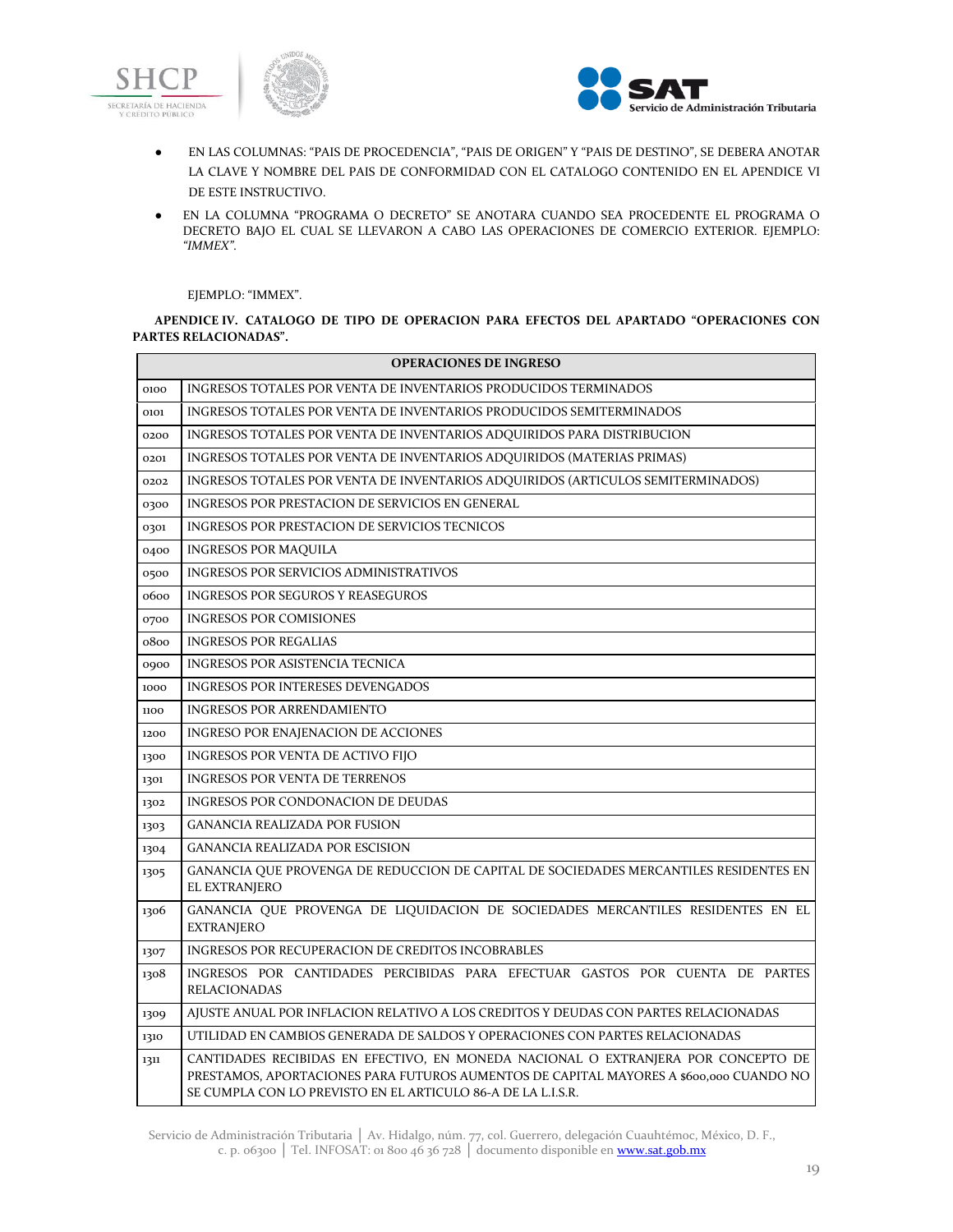- EN LAS COLUMNAS: "PAIS DE PROCEDENCIA", "PAIS DE ORIGEN" Y "PAIS DE DESTINO", SE DEBERA ANOTAR LA CLAVE Y NOMBRE DEL PAIS DE CONFORMIDAD CON EL CATALOGO CONTENIDO EN EL APENDICE VI DE ESTE INSTRUCTIVO.
- EN LA COLUMNA "PROGRAMA O DECRETO" SE ANOTARA CUANDO SEA PROCEDENTE EL PROGRAMA O DECRETO BAJO EL CUAL SE LLEVARON A CABO LAS OPERACIONES DE COMERCIO EXTERIOR. EJEMPLO: *"IMMEX"*.

EJEMPLO: "IMMEX".

**APENDICE IV. CATALOGO DE TIPO DE OPERACION PARA EFECTOS DEL APARTADO "OPERACIONES CON PARTES RELACIONADAS".**

| OPERACIONES DE INGRESO | |
|---|---|
| 0100 | INGRESOS TOTALES POR VENTA DE INVENTARIOS PRODUCIDOS TERMINADOS |
| 0101 | INGRESOS TOTALES POR VENTA DE INVENTARIOS PRODUCIDOS SEMITERMINADOS |
| 0200 | INGRESOS TOTALES POR VENTA DE INVENTARIOS ADQUIRIDOS PARA DISTRIBUCION |
| 0201 | INGRESOS TOTALES POR VENTA DE INVENTARIOS ADQUIRIDOS (MATERIAS PRIMAS) |
| 0202 | INGRESOS TOTALES POR VENTA DE INVENTARIOS ADQUIRIDOS (ARTICULOS SEMITERMINADOS) |
| 0300 | INGRESOS POR PRESTACION DE SERVICIOS EN GENERAL |
| 0301 | INGRESOS POR PRESTACION DE SERVICIOS TECNICOS |
| 0400 | INGRESOS POR MAQUILA |
| 0500 | INGRESOS POR SERVICIOS ADMINISTRATIVOS |
| 0600 | INGRESOS POR SEGUROS Y REASEGUROS |
| 0700 | INGRESOS POR COMISIONES |
| 0800 | INGRESOS POR REGALIAS |
| 0900 | INGRESOS POR ASISTENCIA TECNICA |
| 1000 | INGRESOS POR INTERESES DEVENGADOS |
| 1100 | INGRESOS POR ARRENDAMIENTO |
| 1200 | INGRESO POR ENAJENACION DE ACCIONES |
| 1300 | INGRESOS POR VENTA DE ACTIVO FIJO |
| 1301 | INGRESOS POR VENTA DE TERRENOS |
| 1302 | INGRESOS POR CONDONACION DE DEUDAS |
| 1303 | GANANCIA REALIZADA POR FUSION |
| 1304 | GANANCIA REALIZADA POR ESCISION |
| 1305 | GANANCIA QUE PROVENGA DE REDUCCION DE CAPITAL DE SOCIEDADES MERCANTILES RESIDENTES EN EL EXTRANJERO |
| 1306 | GANANCIA QUE PROVENGA DE LIQUIDACION DE SOCIEDADES MERCANTILES RESIDENTES EN EL EXTRANJERO |
| 1307 | INGRESOS POR RECUPERACION DE CREDITOS INCOBRABLES |
| 1308 | INGRESOS POR CANTIDADES PERCIBIDAS PARA EFECTUAR GASTOS POR CUENTA DE PARTES RELACIONADAS |
| 1309 | AJUSTE ANUAL POR INFLACION RELATIVO A LOS CREDITOS Y DEUDAS CON PARTES RELACIONADAS |
| 1310 | UTILIDAD EN CAMBIOS GENERADA DE SALDOS Y OPERACIONES CON PARTES RELACIONADAS |
| 1311 | CANTIDADES RECIBIDAS EN EFECTIVO, EN MONEDA NACIONAL O EXTRANJERA POR CONCEPTO DE PRESTAMOS, APORTACIONES PARA FUTUROS AUMENTOS DE CAPITAL MAYORES A $600,000 CUANDO NO SE CUMPLA CON LO PREVISTO EN EL ARTICULO 86-A DE LA L.I.S.R. |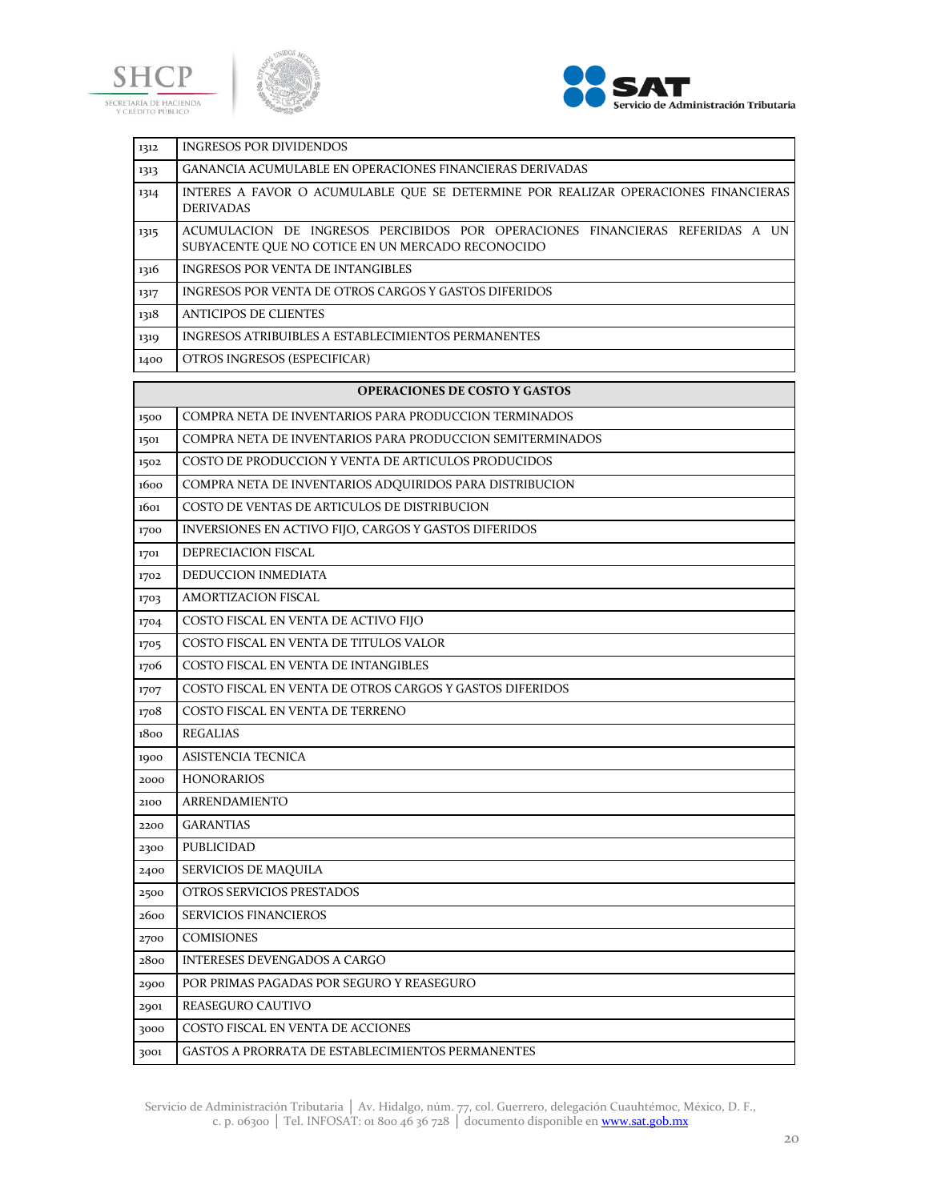| | |
|---|---|
| 1312 | INGRESOS POR DIVIDENDOS |
| 1313 | GANANCIA ACUMULABLE EN OPERACIONES FINANCIERAS DERIVADAS |
| 1314 | INTERES A FAVOR O ACUMULABLE QUE SE DETERMINE POR REALIZAR OPERACIONES FINANCIERAS DERIVADAS |
| 1315 | ACUMULACION DE INGRESOS PERCIBIDOS POR OPERACIONES FINANCIERAS REFERIDAS A UN SUBYACENTE QUE NO COTICE EN UN MERCADO RECONOCIDO |
| 1316 | INGRESOS POR VENTA DE INTANGIBLES |
| 1317 | INGRESOS POR VENTA DE OTROS CARGOS Y GASTOS DIFERIDOS |
| 1318 | ANTICIPOS DE CLIENTES |
| 1319 | INGRESOS ATRIBUIBLES A ESTABLECIMIENTOS PERMANENTES |
| 1400 | OTROS INGRESOS (ESPECIFICAR) |

| OPERACIONES DE COSTO Y GASTOS | |
|---|---|
| 1500 | COMPRA NETA DE INVENTARIOS PARA PRODUCCION TERMINADOS |
| 1501 | COMPRA NETA DE INVENTARIOS PARA PRODUCCION SEMITERMINADOS |
| 1502 | COSTO DE PRODUCCION Y VENTA DE ARTICULOS PRODUCIDOS |
| 1600 | COMPRA NETA DE INVENTARIOS ADQUIRIDOS PARA DISTRIBUCION |
| 1601 | COSTO DE VENTAS DE ARTICULOS DE DISTRIBUCION |
| 1700 | INVERSIONES EN ACTIVO FIJO, CARGOS Y GASTOS DIFERIDOS |
| 1701 | DEPRECIACION FISCAL |
| 1702 | DEDUCCION INMEDIATA |
| 1703 | AMORTIZACION FISCAL |
| 1704 | COSTO FISCAL EN VENTA DE ACTIVO FIJO |
| 1705 | COSTO FISCAL EN VENTA DE TITULOS VALOR |
| 1706 | COSTO FISCAL EN VENTA DE INTANGIBLES |
| 1707 | COSTO FISCAL EN VENTA DE OTROS CARGOS Y GASTOS DIFERIDOS |
| 1708 | COSTO FISCAL EN VENTA DE TERRENO |
| 1800 | REGALIAS |
| 1900 | ASISTENCIA TECNICA |
| 2000 | HONORARIOS |
| 2100 | ARRENDAMIENTO |
| 2200 | GARANTIAS |
| 2300 | PUBLICIDAD |
| 2400 | SERVICIOS DE MAQUILA |
| 2500 | OTROS SERVICIOS PRESTADOS |
| 2600 | SERVICIOS FINANCIEROS |
| 2700 | COMISIONES |
| 2800 | INTERESES DEVENGADOS A CARGO |
| 2900 | POR PRIMAS PAGADAS POR SEGURO Y REASEGURO |
| 2901 | REASEGURO CAUTIVO |
| 3000 | COSTO FISCAL EN VENTA DE ACCIONES |
| 3001 | GASTOS A PRORRATA DE ESTABLECIMIENTOS PERMANENTES |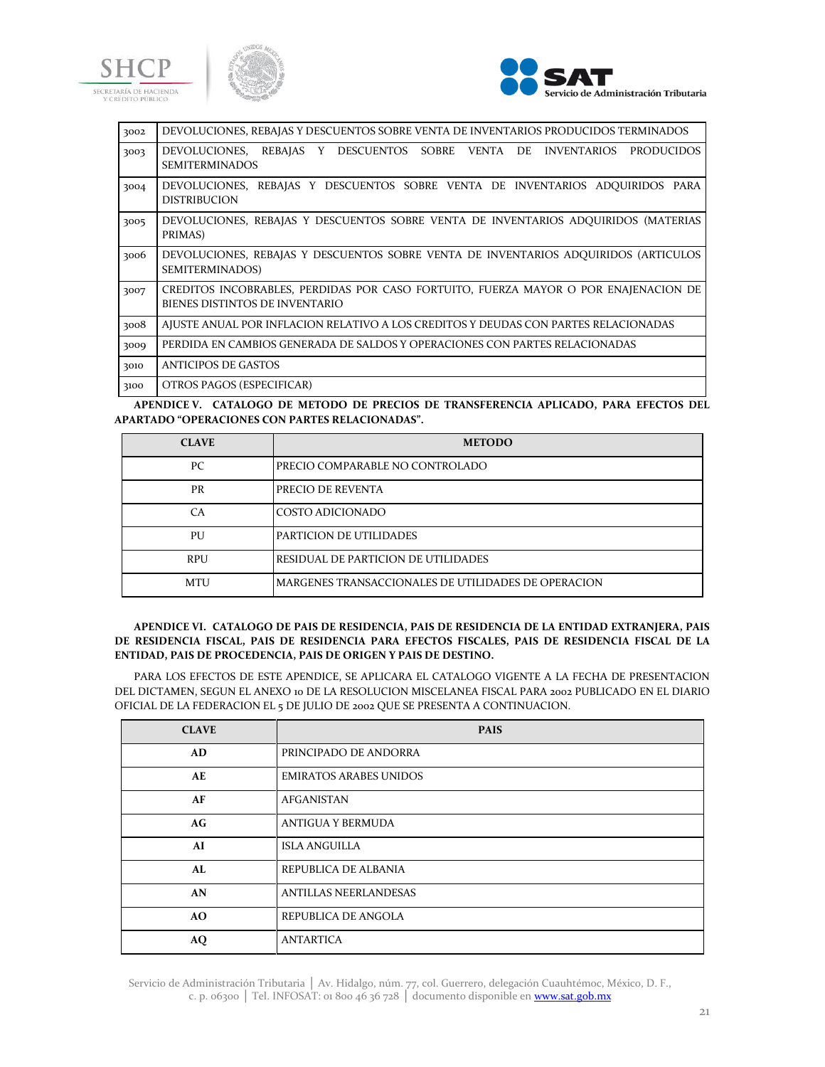| | |
|---|---|
| 3002 | DEVOLUCIONES, REBAJAS Y DESCUENTOS SOBRE VENTA DE INVENTARIOS PRODUCIDOS TERMINADOS |
| 3003 | DEVOLUCIONES, REBAJAS Y DESCUENTOS SOBRE VENTA DE INVENTARIOS PRODUCIDOS SEMITERMINADOS |
| 3004 | DEVOLUCIONES, REBAJAS Y DESCUENTOS SOBRE VENTA DE INVENTARIOS ADQUIRIDOS PARA DISTRIBUCION |
| 3005 | DEVOLUCIONES, REBAJAS Y DESCUENTOS SOBRE VENTA DE INVENTARIOS ADQUIRIDOS (MATERIAS PRIMAS) |
| 3006 | DEVOLUCIONES, REBAJAS Y DESCUENTOS SOBRE VENTA DE INVENTARIOS ADQUIRIDOS (ARTICULOS SEMITERMINADOS) |
| 3007 | CREDITOS INCOBRABLES, PERDIDAS POR CASO FORTUITO, FUERZA MAYOR O POR ENAJENACION DE BIENES DISTINTOS DE INVENTARIO |
| 3008 | AJUSTE ANUAL POR INFLACION RELATIVO A LOS CREDITOS Y DEUDAS CON PARTES RELACIONADAS |
| 3009 | PERDIDA EN CAMBIOS GENERADA DE SALDOS Y OPERACIONES CON PARTES RELACIONADAS |
| 3010 | ANTICIPOS DE GASTOS |
| 3100 | OTROS PAGOS (ESPECIFICAR) |

**APENDICE V. CATALOGO DE METODO DE PRECIOS DE TRANSFERENCIA APLICADO, PARA EFECTOS DEL APARTADO "OPERACIONES CON PARTES RELACIONADAS".**

| CLAVE | METODO |
|---|---|
| PC | PRECIO COMPARABLE NO CONTROLADO |
| PR | PRECIO DE REVENTA |
| CA | COSTO ADICIONADO |
| PU | PARTICION DE UTILIDADES |
| RPU | RESIDUAL DE PARTICION DE UTILIDADES |
| MTU | MARGENES TRANSACCIONALES DE UTILIDADES DE OPERACION |

**APENDICE VI. CATALOGO DE PAIS DE RESIDENCIA, PAIS DE RESIDENCIA DE LA ENTIDAD EXTRANJERA, PAIS DE RESIDENCIA FISCAL, PAIS DE RESIDENCIA PARA EFECTOS FISCALES, PAIS DE RESIDENCIA FISCAL DE LA ENTIDAD, PAIS DE PROCEDENCIA, PAIS DE ORIGEN Y PAIS DE DESTINO.**

PARA LOS EFECTOS DE ESTE APENDICE, SE APLICARA EL CATALOGO VIGENTE A LA FECHA DE PRESENTACION DEL DICTAMEN, SEGUN EL ANEXO 10 DE LA RESOLUCION MISCELANEA FISCAL PARA 2002 PUBLICADO EN EL DIARIO OFICIAL DE LA FEDERACION EL 5 DE JULIO DE 2002 QUE SE PRESENTA A CONTINUACION.

| CLAVE | PAIS |
|---|---|
| **AD** | PRINCIPADO DE ANDORRA |
| **AE** | EMIRATOS ARABES UNIDOS |
| **AF** | AFGANISTAN |
| **AG** | ANTIGUA Y BERMUDA |
| **AI** | ISLA ANGUILLA |
| **AL** | REPUBLICA DE ALBANIA |
| **AN** | ANTILLAS NEERLANDESAS |
| **AO** | REPUBLICA DE ANGOLA |
| **AQ** | ANTARTICA |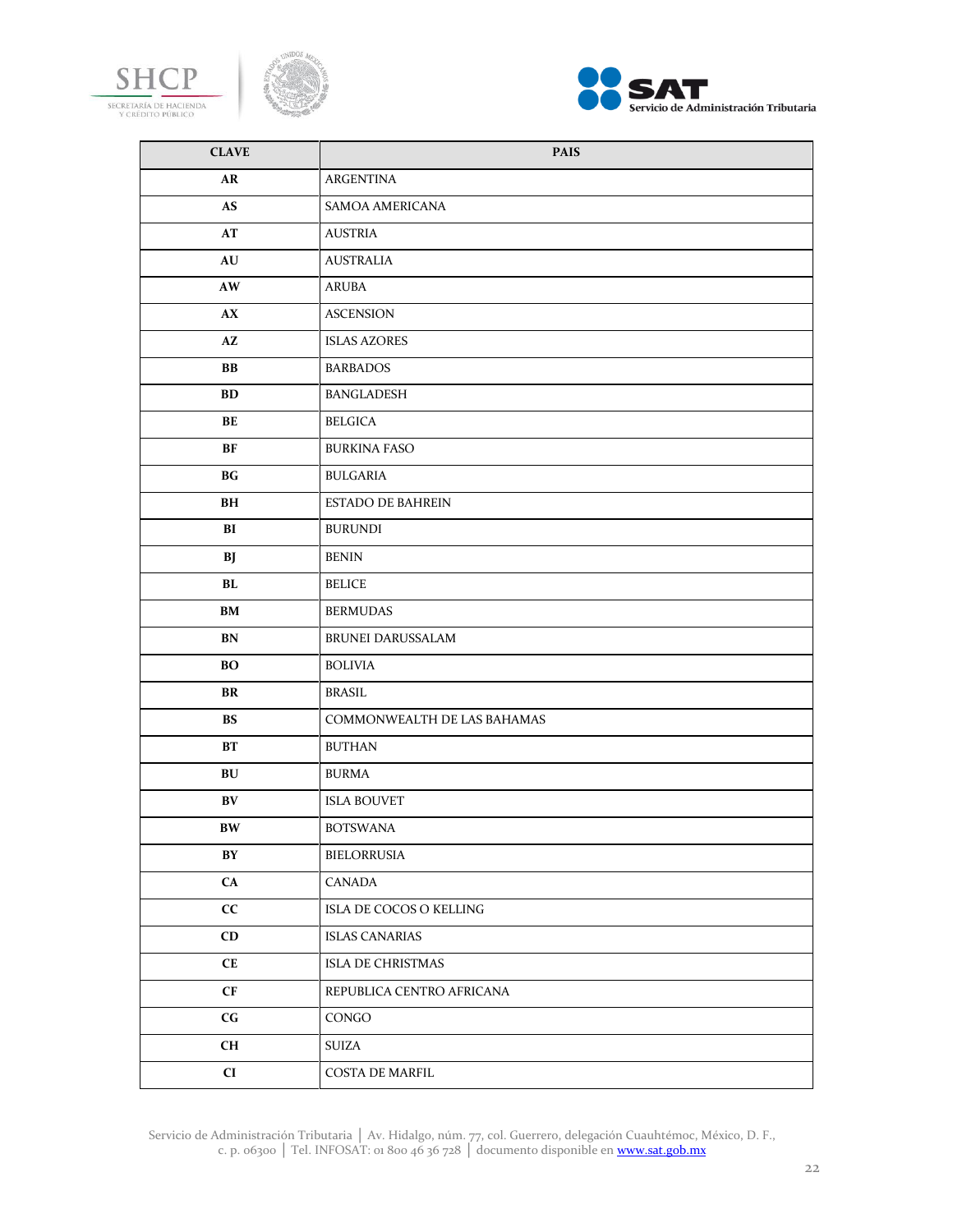| CLAVE | PAIS |
| --- | --- |
| AR | ARGENTINA |
| AS | SAMOA AMERICANA |
| AT | AUSTRIA |
| AU | AUSTRALIA |
| AW | ARUBA |
| AX | ASCENSION |
| AZ | ISLAS AZORES |
| BB | BARBADOS |
| BD | BANGLADESH |
| BE | BELGICA |
| BF | BURKINA FASO |
| BG | BULGARIA |
| BH | ESTADO DE BAHREIN |
| BI | BURUNDI |
| BJ | BENIN |
| BL | BELICE |
| BM | BERMUDAS |
| BN | BRUNEI DARUSSALAM |
| BO | BOLIVIA |
| BR | BRASIL |
| BS | COMMONWEALTH DE LAS BAHAMAS |
| BT | BUTHAN |
| BU | BURMA |
| BV | ISLA BOUVET |
| BW | BOTSWANA |
| BY | BIELORRUSIA |
| CA | CANADA |
| CC | ISLA DE COCOS O KELLING |
| CD | ISLAS CANARIAS |
| CE | ISLA DE CHRISTMAS |
| CF | REPUBLICA CENTRO AFRICANA |
| CG | CONGO |
| CH | SUIZA |
| CI | COSTA DE MARFIL |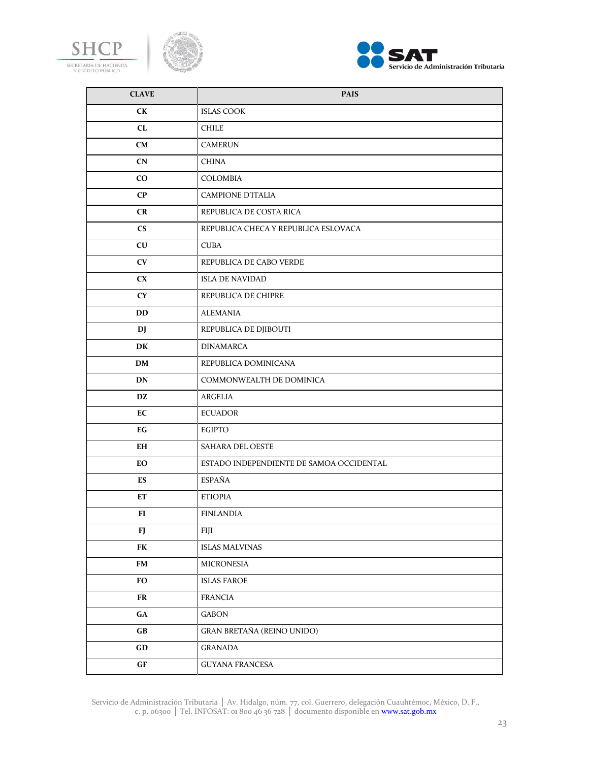| CLAVE | PAIS |
|---|---|
| CK | ISLAS COOK |
| CL | CHILE |
| CM | CAMERUN |
| CN | CHINA |
| CO | COLOMBIA |
| CP | CAMPIONE D'ITALIA |
| CR | REPUBLICA DE COSTA RICA |
| CS | REPUBLICA CHECA Y REPUBLICA ESLOVACA |
| CU | CUBA |
| CV | REPUBLICA DE CABO VERDE |
| CX | ISLA DE NAVIDAD |
| CY | REPUBLICA DE CHIPRE |
| DD | ALEMANIA |
| DJ | REPUBLICA DE DJIBOUTI |
| DK | DINAMARCA |
| DM | REPUBLICA DOMINICANA |
| DN | COMMONWEALTH DE DOMINICA |
| DZ | ARGELIA |
| EC | ECUADOR |
| EG | EGIPTO |
| EH | SAHARA DEL OESTE |
| EO | ESTADO INDEPENDIENTE DE SAMOA OCCIDENTAL |
| ES | ESPAÑA |
| ET | ETIOPIA |
| FI | FINLANDIA |
| FJ | FIJI |
| FK | ISLAS MALVINAS |
| FM | MICRONESIA |
| FO | ISLAS FAROE |
| FR | FRANCIA |
| GA | GABON |
| GB | GRAN BRETAÑA (REINO UNIDO) |
| GD | GRANADA |
| GF | GUYANA FRANCESA |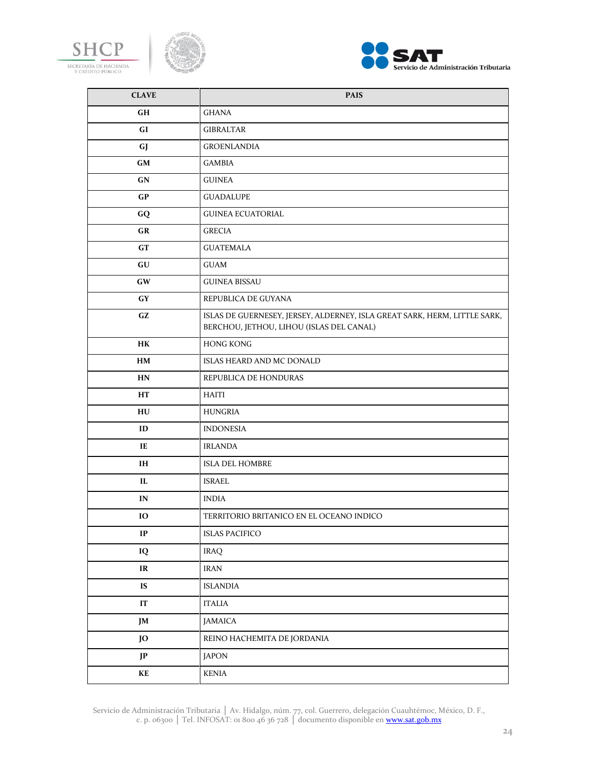| CLAVE | PAIS |
|---|---|
| GH | GHANA |
| GI | GIBRALTAR |
| GJ | GROENLANDIA |
| GM | GAMBIA |
| GN | GUINEA |
| GP | GUADALUPE |
| GQ | GUINEA ECUATORIAL |
| GR | GRECIA |
| GT | GUATEMALA |
| GU | GUAM |
| GW | GUINEA BISSAU |
| GY | REPUBLICA DE GUYANA |
| GZ | ISLAS DE GUERNESEY, JERSEY, ALDERNEY, ISLA GREAT SARK, HERM, LITTLE SARK, BERCHOU, JETHOU, LIHOU (ISLAS DEL CANAL) |
| HK | HONG KONG |
| HM | ISLAS HEARD AND MC DONALD |
| HN | REPUBLICA DE HONDURAS |
| HT | HAITI |
| HU | HUNGRIA |
| ID | INDONESIA |
| IE | IRLANDA |
| IH | ISLA DEL HOMBRE |
| IL | ISRAEL |
| IN | INDIA |
| IO | TERRITORIO BRITANICO EN EL OCEANO INDICO |
| IP | ISLAS PACIFICO |
| IQ | IRAQ |
| IR | IRAN |
| IS | ISLANDIA |
| IT | ITALIA |
| JM | JAMAICA |
| JO | REINO HACHEMITA DE JORDANIA |
| JP | JAPON |
| KE | KENIA |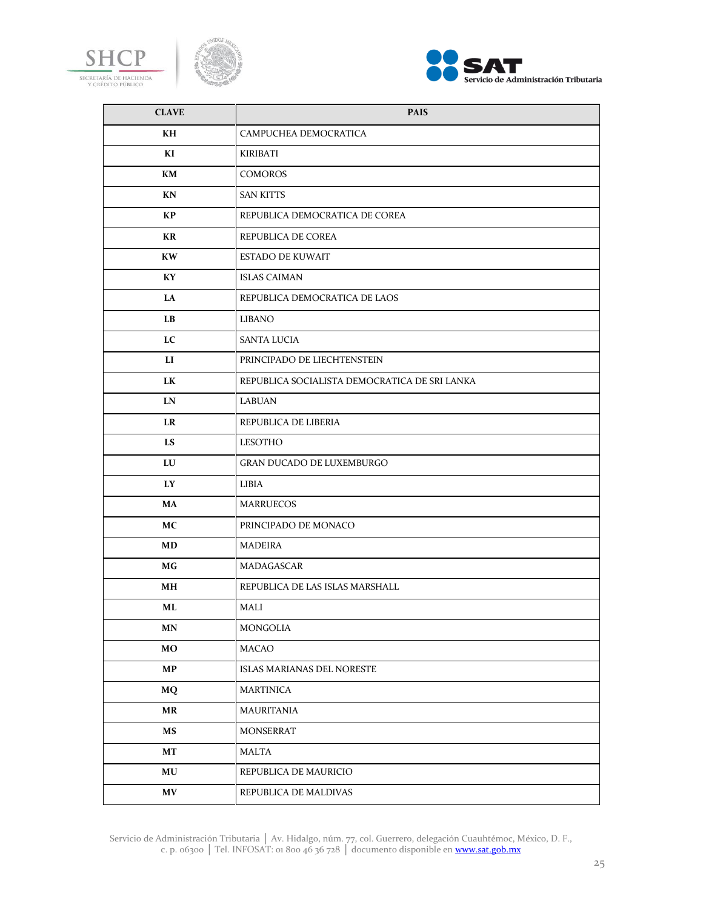| CLAVE | PAIS |
|---|---|
| KH | CAMPUCHEA DEMOCRATICA |
| KI | KIRIBATI |
| KM | COMOROS |
| KN | SAN KITTS |
| KP | REPUBLICA DEMOCRATICA DE COREA |
| KR | REPUBLICA DE COREA |
| KW | ESTADO DE KUWAIT |
| KY | ISLAS CAIMAN |
| LA | REPUBLICA DEMOCRATICA DE LAOS |
| LB | LIBANO |
| LC | SANTA LUCIA |
| LI | PRINCIPADO DE LIECHTENSTEIN |
| LK | REPUBLICA SOCIALISTA DEMOCRATICA DE SRI LANKA |
| LN | LABUAN |
| LR | REPUBLICA DE LIBERIA |
| LS | LESOTHO |
| LU | GRAN DUCADO DE LUXEMBURGO |
| LY | LIBIA |
| MA | MARRUECOS |
| MC | PRINCIPADO DE MONACO |
| MD | MADEIRA |
| MG | MADAGASCAR |
| MH | REPUBLICA DE LAS ISLAS MARSHALL |
| ML | MALI |
| MN | MONGOLIA |
| MO | MACAO |
| MP | ISLAS MARIANAS DEL NORESTE |
| MQ | MARTINICA |
| MR | MAURITANIA |
| MS | MONSERRAT |
| MT | MALTA |
| MU | REPUBLICA DE MAURICIO |
| MV | REPUBLICA DE MALDIVAS |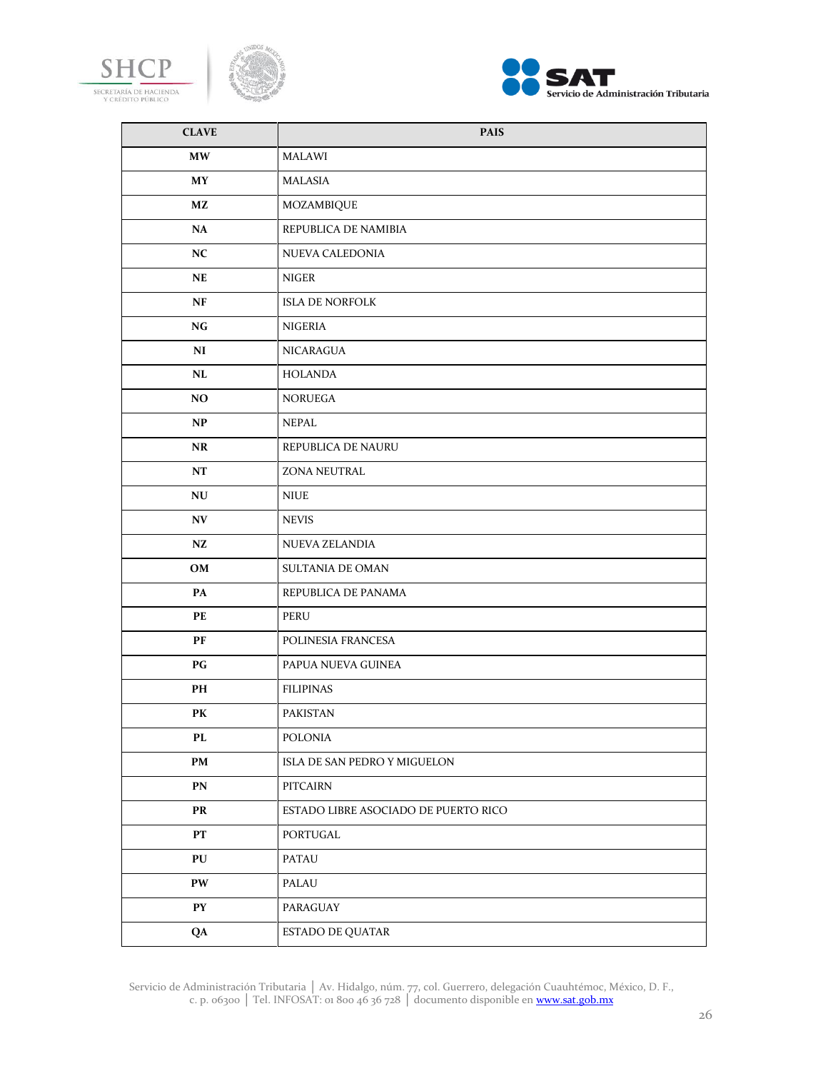| CLAVE | PAIS |
| --- | --- |
| MW | MALAWI |
| MY | MALASIA |
| MZ | MOZAMBIQUE |
| NA | REPUBLICA DE NAMIBIA |
| NC | NUEVA CALEDONIA |
| NE | NIGER |
| NF | ISLA DE NORFOLK |
| NG | NIGERIA |
| NI | NICARAGUA |
| NL | HOLANDA |
| NO | NORUEGA |
| NP | NEPAL |
| NR | REPUBLICA DE NAURU |
| NT | ZONA NEUTRAL |
| NU | NIUE |
| NV | NEVIS |
| NZ | NUEVA ZELANDIA |
| OM | SULTANIA DE OMAN |
| PA | REPUBLICA DE PANAMA |
| PE | PERU |
| PF | POLINESIA FRANCESA |
| PG | PAPUA NUEVA GUINEA |
| PH | FILIPINAS |
| PK | PAKISTAN |
| PL | POLONIA |
| PM | ISLA DE SAN PEDRO Y MIGUELON |
| PN | PITCAIRN |
| PR | ESTADO LIBRE ASOCIADO DE PUERTO RICO |
| PT | PORTUGAL |
| PU | PATAU |
| PW | PALAU |
| PY | PARAGUAY |
| QA | ESTADO DE QUATAR |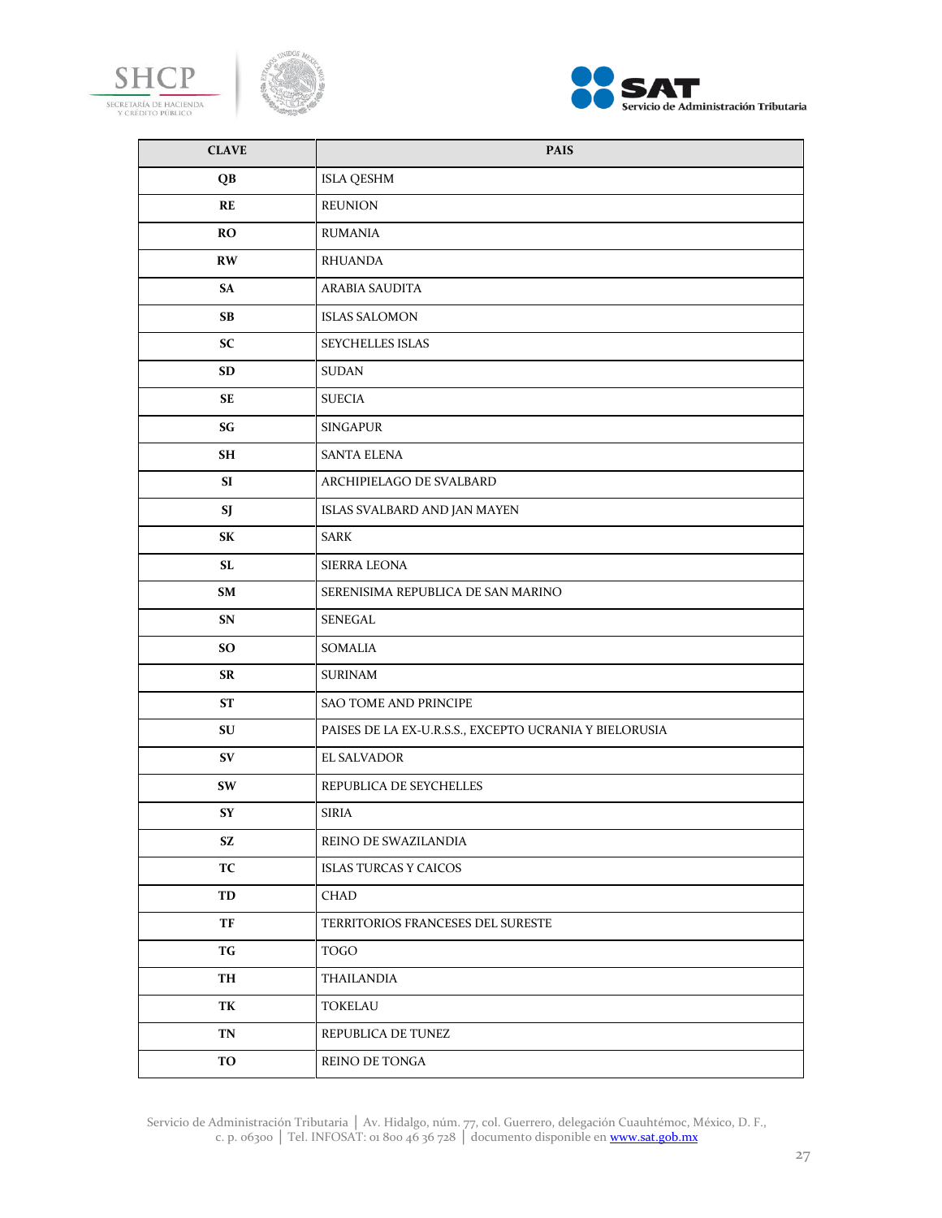| CLAVE | PAIS |
|---|---|
| QB | ISLA QESHM |
| RE | REUNION |
| RO | RUMANIA |
| RW | RHUANDA |
| SA | ARABIA SAUDITA |
| SB | ISLAS SALOMON |
| SC | SEYCHELLES ISLAS |
| SD | SUDAN |
| SE | SUECIA |
| SG | SINGAPUR |
| SH | SANTA ELENA |
| SI | ARCHIPIELAGO DE SVALBARD |
| SJ | ISLAS SVALBARD AND JAN MAYEN |
| SK | SARK |
| SL | SIERRA LEONA |
| SM | SERENISIMA REPUBLICA DE SAN MARINO |
| SN | SENEGAL |
| SO | SOMALIA |
| SR | SURINAM |
| ST | SAO TOME AND PRINCIPE |
| SU | PAISES DE LA EX-U.R.S.S., EXCEPTO UCRANIA Y BIELORUSIA |
| SV | EL SALVADOR |
| SW | REPUBLICA DE SEYCHELLES |
| SY | SIRIA |
| SZ | REINO DE SWAZILANDIA |
| TC | ISLAS TURCAS Y CAICOS |
| TD | CHAD |
| TF | TERRITORIOS FRANCESES DEL SURESTE |
| TG | TOGO |
| TH | THAILANDIA |
| TK | TOKELAU |
| TN | REPUBLICA DE TUNEZ |
| TO | REINO DE TONGA |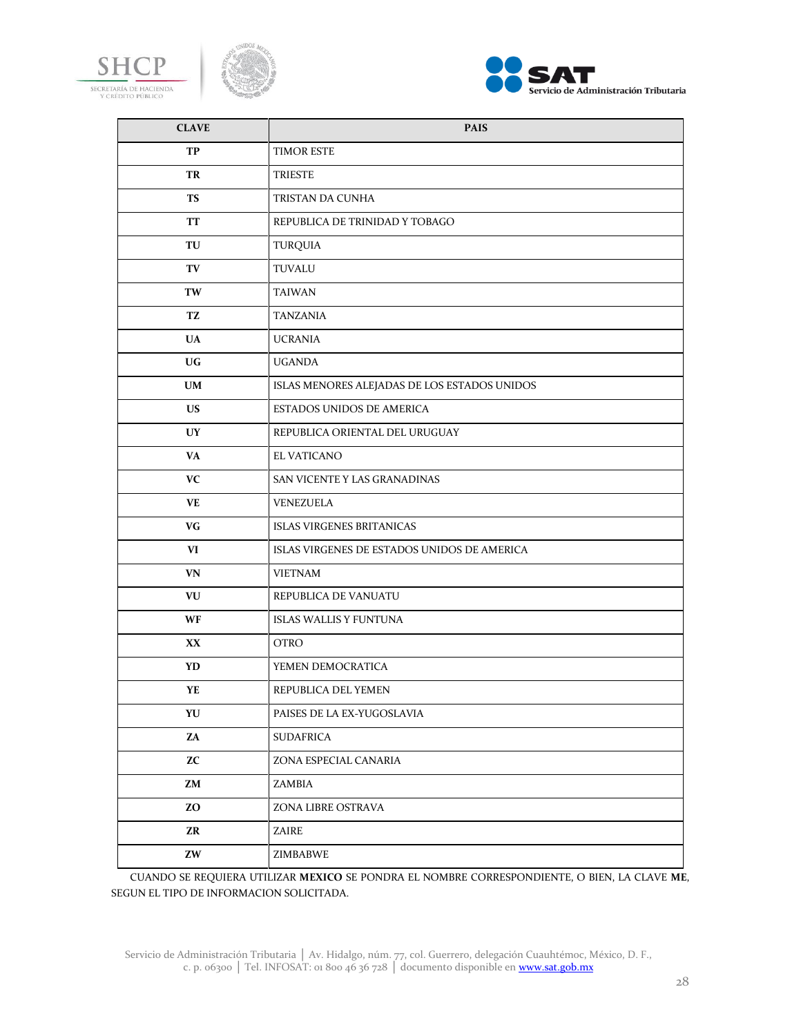| CLAVE | PAIS |
|---|---|
| TP | TIMOR ESTE |
| TR | TRIESTE |
| TS | TRISTAN DA CUNHA |
| TT | REPUBLICA DE TRINIDAD Y TOBAGO |
| TU | TURQUIA |
| TV | TUVALU |
| TW | TAIWAN |
| TZ | TANZANIA |
| UA | UCRANIA |
| UG | UGANDA |
| UM | ISLAS MENORES ALEJADAS DE LOS ESTADOS UNIDOS |
| US | ESTADOS UNIDOS DE AMERICA |
| UY | REPUBLICA ORIENTAL DEL URUGUAY |
| VA | EL VATICANO |
| VC | SAN VICENTE Y LAS GRANADINAS |
| VE | VENEZUELA |
| VG | ISLAS VIRGENES BRITANICAS |
| VI | ISLAS VIRGENES DE ESTADOS UNIDOS DE AMERICA |
| VN | VIETNAM |
| VU | REPUBLICA DE VANUATU |
| WF | ISLAS WALLIS Y FUNTUNA |
| XX | OTRO |
| YD | YEMEN DEMOCRATICA |
| YE | REPUBLICA DEL YEMEN |
| YU | PAISES DE LA EX-YUGOSLAVIA |
| ZA | SUDAFRICA |
| ZC | ZONA ESPECIAL CANARIA |
| ZM | ZAMBIA |
| ZO | ZONA LIBRE OSTRAVA |
| ZR | ZAIRE |
| ZW | ZIMBABWE |

CUANDO SE REQUIERA UTILIZAR **MEXICO** SE PONDRA EL NOMBRE CORRESPONDIENTE, O BIEN, LA CLAVE **ME**, SEGUN EL TIPO DE INFORMACION SOLICITADA.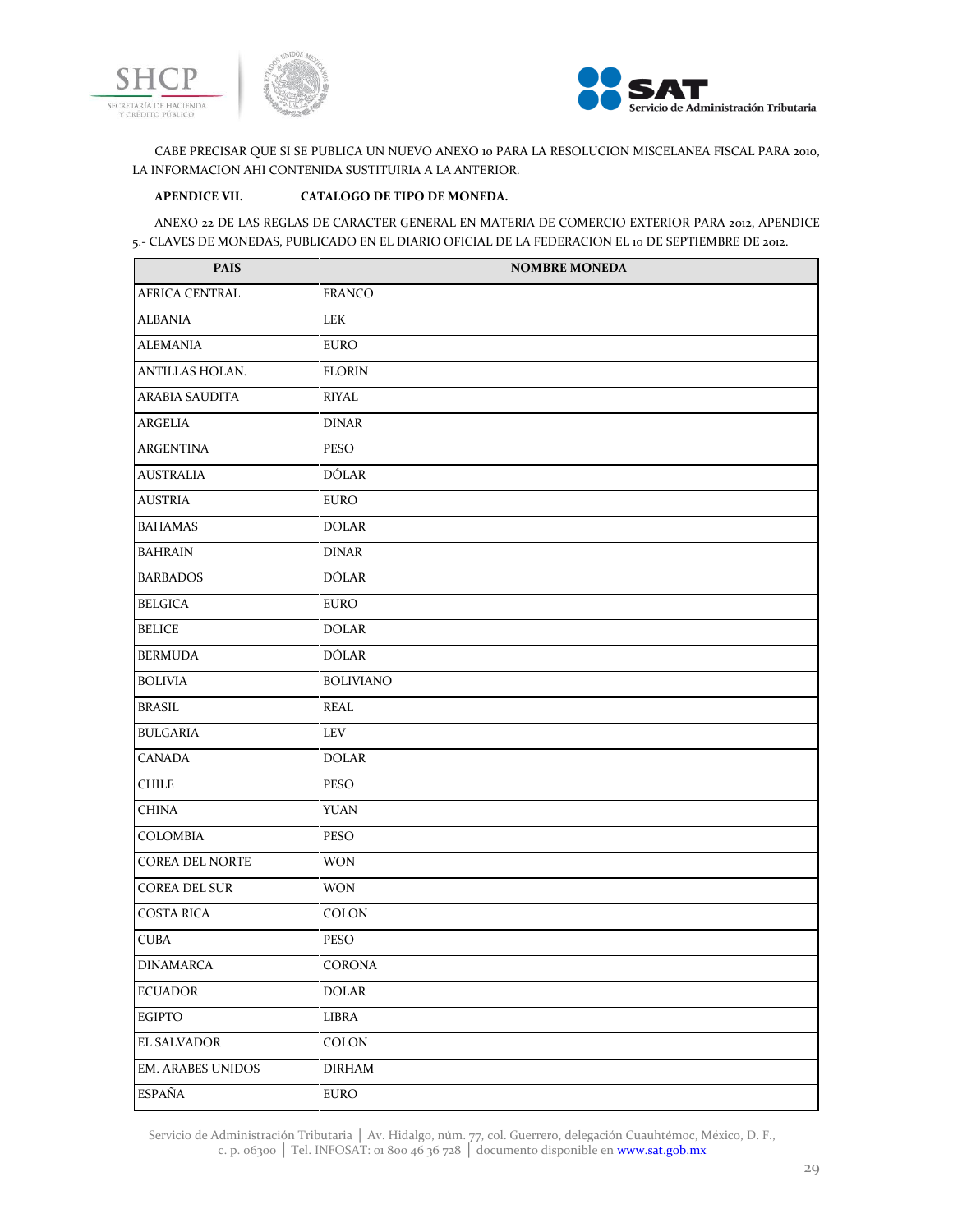CABE PRECISAR QUE SI SE PUBLICA UN NUEVO ANEXO 10 PARA LA RESOLUCION MISCELANEA FISCAL PARA 2010, LA INFORMACION AHI CONTENIDA SUSTITUIRIA A LA ANTERIOR.

**APENDICE VII. CATALOGO DE TIPO DE MONEDA.**

ANEXO 22 DE LAS REGLAS DE CARACTER GENERAL EN MATERIA DE COMERCIO EXTERIOR PARA 2012, APENDICE 5.- CLAVES DE MONEDAS, PUBLICADO EN EL DIARIO OFICIAL DE LA FEDERACION EL 10 DE SEPTIEMBRE DE 2012.

| PAIS | NOMBRE MONEDA |
|---|---|
| AFRICA CENTRAL | FRANCO |
| ALBANIA | LEK |
| ALEMANIA | EURO |
| ANTILLAS HOLAN. | FLORIN |
| ARABIA SAUDITA | RIYAL |
| ARGELIA | DINAR |
| ARGENTINA | PESO |
| AUSTRALIA | DÓLAR |
| AUSTRIA | EURO |
| BAHAMAS | DOLAR |
| BAHRAIN | DINAR |
| BARBADOS | DÓLAR |
| BELGICA | EURO |
| BELICE | DOLAR |
| BERMUDA | DÓLAR |
| BOLIVIA | BOLIVIANO |
| BRASIL | REAL |
| BULGARIA | LEV |
| CANADA | DOLAR |
| CHILE | PESO |
| CHINA | YUAN |
| COLOMBIA | PESO |
| COREA DEL NORTE | WON |
| COREA DEL SUR | WON |
| COSTA RICA | COLON |
| CUBA | PESO |
| DINAMARCA | CORONA |
| ECUADOR | DOLAR |
| EGIPTO | LIBRA |
| EL SALVADOR | COLON |
| EM. ARABES UNIDOS | DIRHAM |
| ESPAÑA | EURO |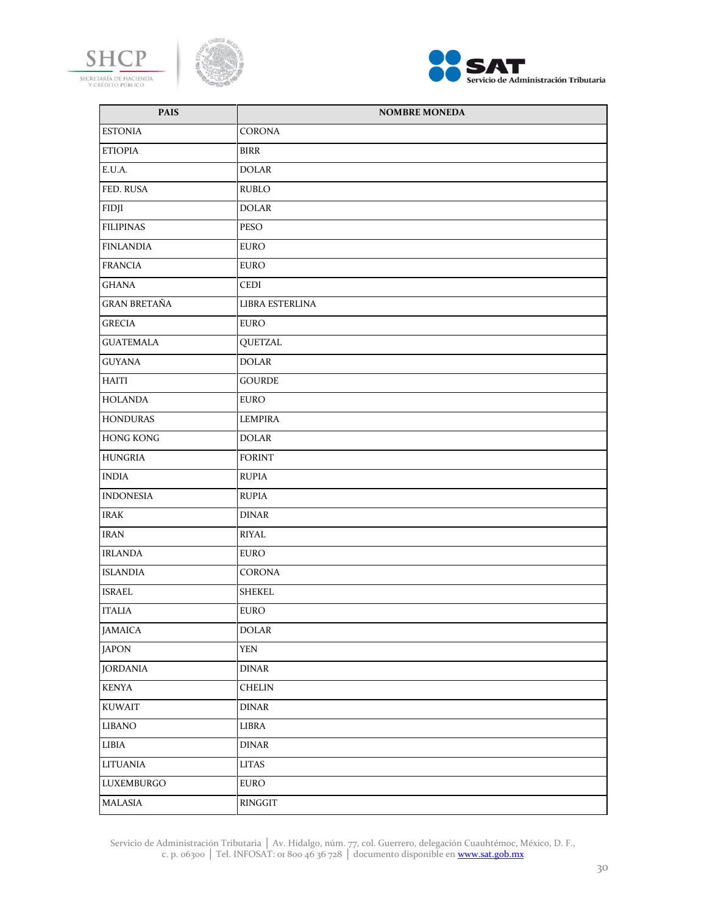| PAIS | NOMBRE MONEDA |
|---|---|
| ESTONIA | CORONA |
| ETIOPIA | BIRR |
| E.U.A. | DOLAR |
| FED. RUSA | RUBLO |
| FIDJI | DOLAR |
| FILIPINAS | PESO |
| FINLANDIA | EURO |
| FRANCIA | EURO |
| GHANA | CEDI |
| GRAN BRETAÑA | LIBRA ESTERLINA |
| GRECIA | EURO |
| GUATEMALA | QUETZAL |
| GUYANA | DOLAR |
| HAITI | GOURDE |
| HOLANDA | EURO |
| HONDURAS | LEMPIRA |
| HONG KONG | DOLAR |
| HUNGRIA | FORINT |
| INDIA | RUPIA |
| INDONESIA | RUPIA |
| IRAK | DINAR |
| IRAN | RIYAL |
| IRLANDA | EURO |
| ISLANDIA | CORONA |
| ISRAEL | SHEKEL |
| ITALIA | EURO |
| JAMAICA | DOLAR |
| JAPON | YEN |
| JORDANIA | DINAR |
| KENYA | CHELIN |
| KUWAIT | DINAR |
| LIBANO | LIBRA |
| LIBIA | DINAR |
| LITUANIA | LITAS |
| LUXEMBURGO | EURO |
| MALASIA | RINGGIT |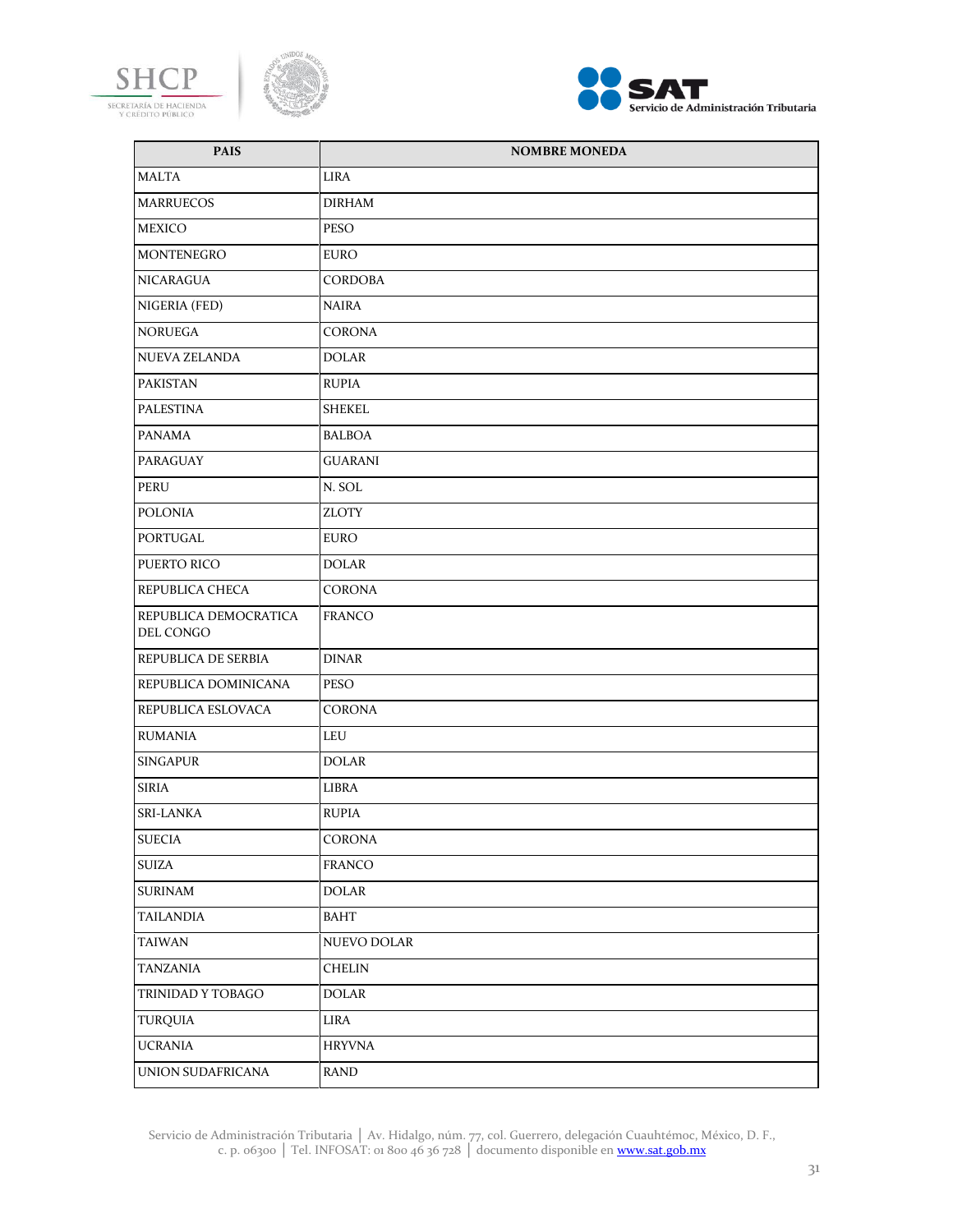| PAIS | NOMBRE MONEDA |
| --- | --- |
| MALTA | LIRA |
| MARRUECOS | DIRHAM |
| MEXICO | PESO |
| MONTENEGRO | EURO |
| NICARAGUA | CORDOBA |
| NIGERIA (FED) | NAIRA |
| NORUEGA | CORONA |
| NUEVA ZELANDA | DOLAR |
| PAKISTAN | RUPIA |
| PALESTINA | SHEKEL |
| PANAMA | BALBOA |
| PARAGUAY | GUARANI |
| PERU | N. SOL |
| POLONIA | ZLOTY |
| PORTUGAL | EURO |
| PUERTO RICO | DOLAR |
| REPUBLICA CHECA | CORONA |
| REPUBLICA DEMOCRATICA DEL CONGO | FRANCO |
| REPUBLICA DE SERBIA | DINAR |
| REPUBLICA DOMINICANA | PESO |
| REPUBLICA ESLOVACA | CORONA |
| RUMANIA | LEU |
| SINGAPUR | DOLAR |
| SIRIA | LIBRA |
| SRI-LANKA | RUPIA |
| SUECIA | CORONA |
| SUIZA | FRANCO |
| SURINAM | DOLAR |
| TAILANDIA | BAHT |
| TAIWAN | NUEVO DOLAR |
| TANZANIA | CHELIN |
| TRINIDAD Y TOBAGO | DOLAR |
| TURQUIA | LIRA |
| UCRANIA | HRYVNA |
| UNION SUDAFRICANA | RAND |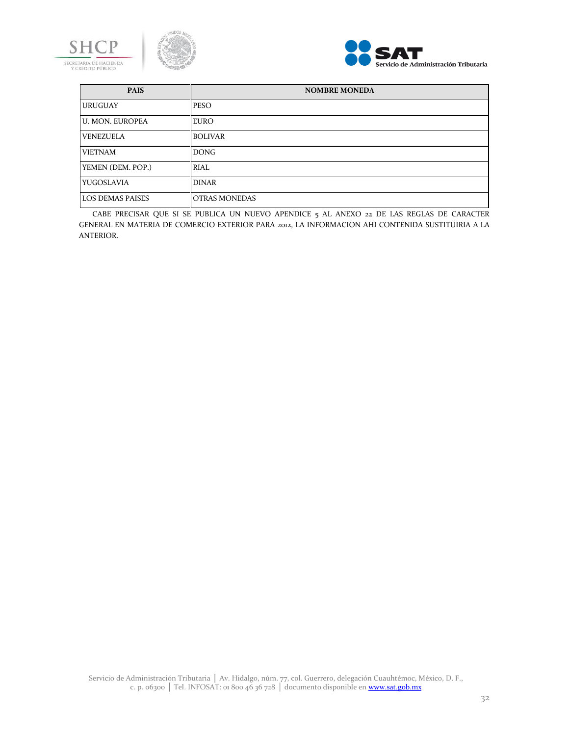| PAIS | NOMBRE MONEDA |
|---|---|
| URUGUAY | PESO |
| U. MON. EUROPEA | EURO |
| VENEZUELA | BOLIVAR |
| VIETNAM | DONG |
| YEMEN (DEM. POP.) | RIAL |
| YUGOSLAVIA | DINAR |
| LOS DEMAS PAISES | OTRAS MONEDAS |

CABE PRECISAR QUE SI SE PUBLICA UN NUEVO APENDICE 5 AL ANEXO 22 DE LAS REGLAS DE CARACTER GENERAL EN MATERIA DE COMERCIO EXTERIOR PARA 2012, LA INFORMACION AHI CONTENIDA SUSTITUIRIA A LA ANTERIOR.